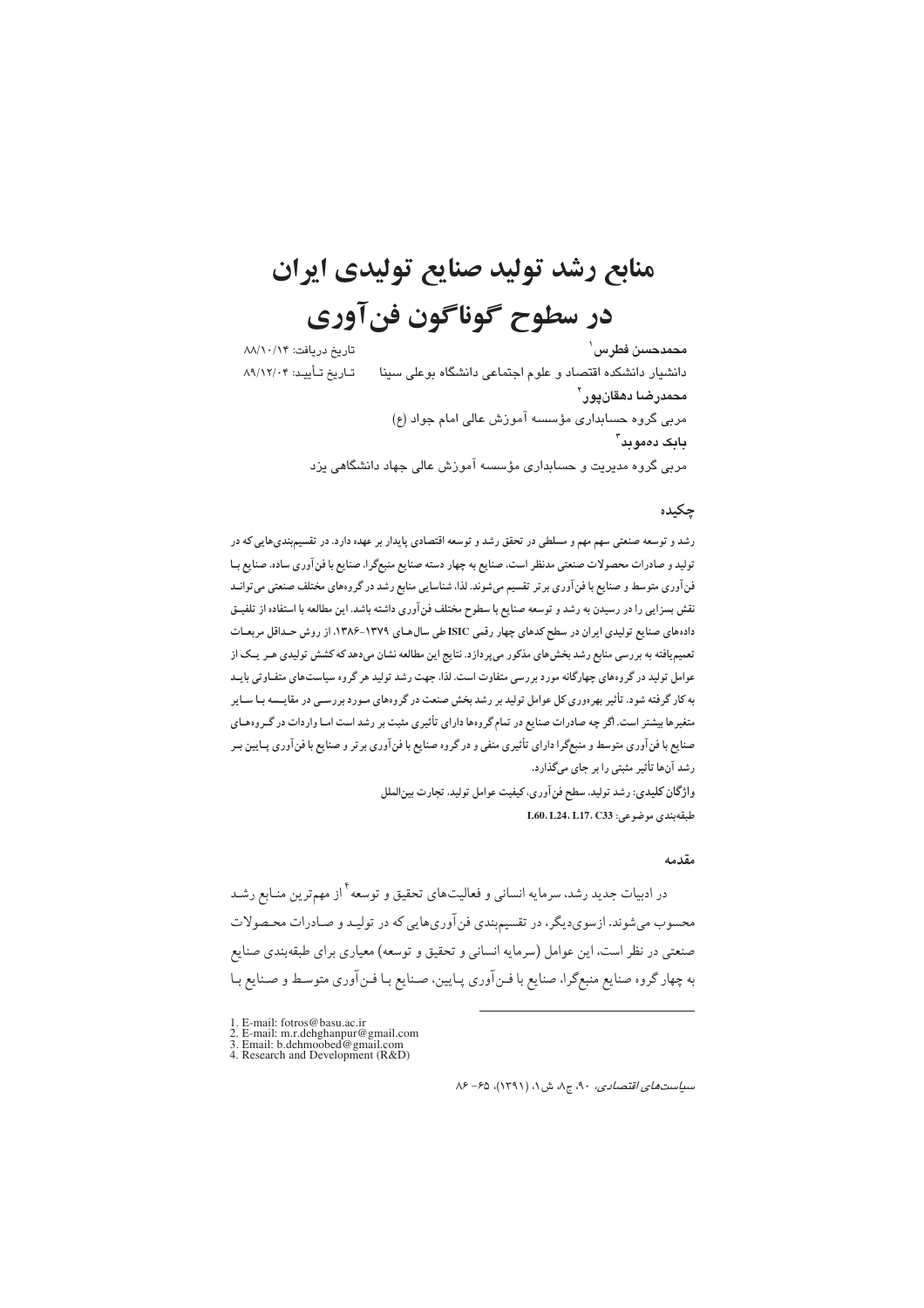# منابع رشد تولید صنایع تولیدی ایران در سطوح گوناگون فن‌آوری

**محمدحسن فطرس**[1]

دانشیار دانشکده اقتصاد و علوم اجتماعی دانشگاه بوعلی سینا

تاریخ دریافت: ۸۸/۱۰/۱۴

تاریخ تأیید: ۸۹/۱۲/۰۴

**محمدرضا دهقان‌پور**[2]

مربی گروه حسابداری مؤسسه آموزش عالی امام جواد (ع)

**بابک ده‌موبد**[3]

مربی گروه مدیریت و حسابداری مؤسسه آموزش عالی جهاد دانشگاهی یزد

## چکیده

رشد و توسعه صنعتی سهم مهم و مسلطی در تحقق رشد و توسعه اقتصادی پایدار بر عهده دارد. در تقسیم‌بندی‌هایی که در تولید و صادرات محصولات صنعتی مدنظر است، صنایع به چهار دسته صنایع منبع‌گرا، صنایع با فن‌آوری ساده، صنایع با فن‌آوری متوسط و صنایع با فن‌آوری برتر تقسیم می‌شوند. لذا، شناسایی منابع رشد در گروه‌های مختلف صنعتی می‌تواند نقش بسزایی را در رسیدن به رشد و توسعه صنایع با سطوح مختلف فن‌آوری داشته باشد. این مطالعه با استفاده از تلفیق داده‌های صنایع تولیدی ایران در سطح کدهای چهار رقمی ISIC طی سال‌های ۱۳۷۹-۱۳۸۶، از روش حداقل مربعات تعمیم‌یافته به بررسی منابع رشد بخش‌های مذکور می‌پردازد. نتایج این مطالعه نشان می‌دهد که کشش تولیدی هر یک از عوامل تولید در گروه‌های چهارگانه مورد بررسی متفاوت است. لذا، جهت رشد تولید هر گروه سیاست‌های متفاوتی باید به کار گرفته شود. تأثیر بهره‌وری کل عوامل تولید بر رشد بخش صنعت در گروه‌های مورد بررسی در مقایسه با سایر متغیرها بیشتر است. اگر چه صادرات صنایع در تمام گروه‌ها دارای تأثیری مثبت بر رشد است اما واردات در گروه‌های صنایع با فن‌آوری متوسط و منبع‌گرا دارای تأثیری منفی و در گروه صنایع با فن‌آوری برتر و صنایع با فن‌آوری پایین بر رشد آن‌ها تأثیر مثبتی را بر جای می‌گذارد.

**واژگان کلیدی:** رشد تولید، سطح فن‌آوری، کیفیت عوامل تولید، تجارت بین‌الملل

**طبقه‌بندی موضوعی:** L60، L24، L17، C33

## مقدمه

در ادبیات جدید رشد، سرمایه انسانی و فعالیت‌های تحقیق و توسعه[4] از مهم‌ترین منابع رشد محسوب می‌شوند. ازسوی‌دیگر، در تقسیم‌بندی فن‌آوری‌هایی که در تولید و صادرات محصولات صنعتی در نظر است، این عوامل (سرمایه انسانی و تحقیق و توسعه) معیاری برای طبقه‌بندی صنایع به چهار گروه صنایع منبع‌گرا، صنایع با فن‌آوری پایین، صنایع با فن‌آوری متوسط و صنایع با

---

1. E-mail: fotros@basu.ac.ir
2. E-mail: m.r.dehghanpur@gmail.com
3. Email: b.dehmoobed@gmail.com
4. Research and Development (R&D)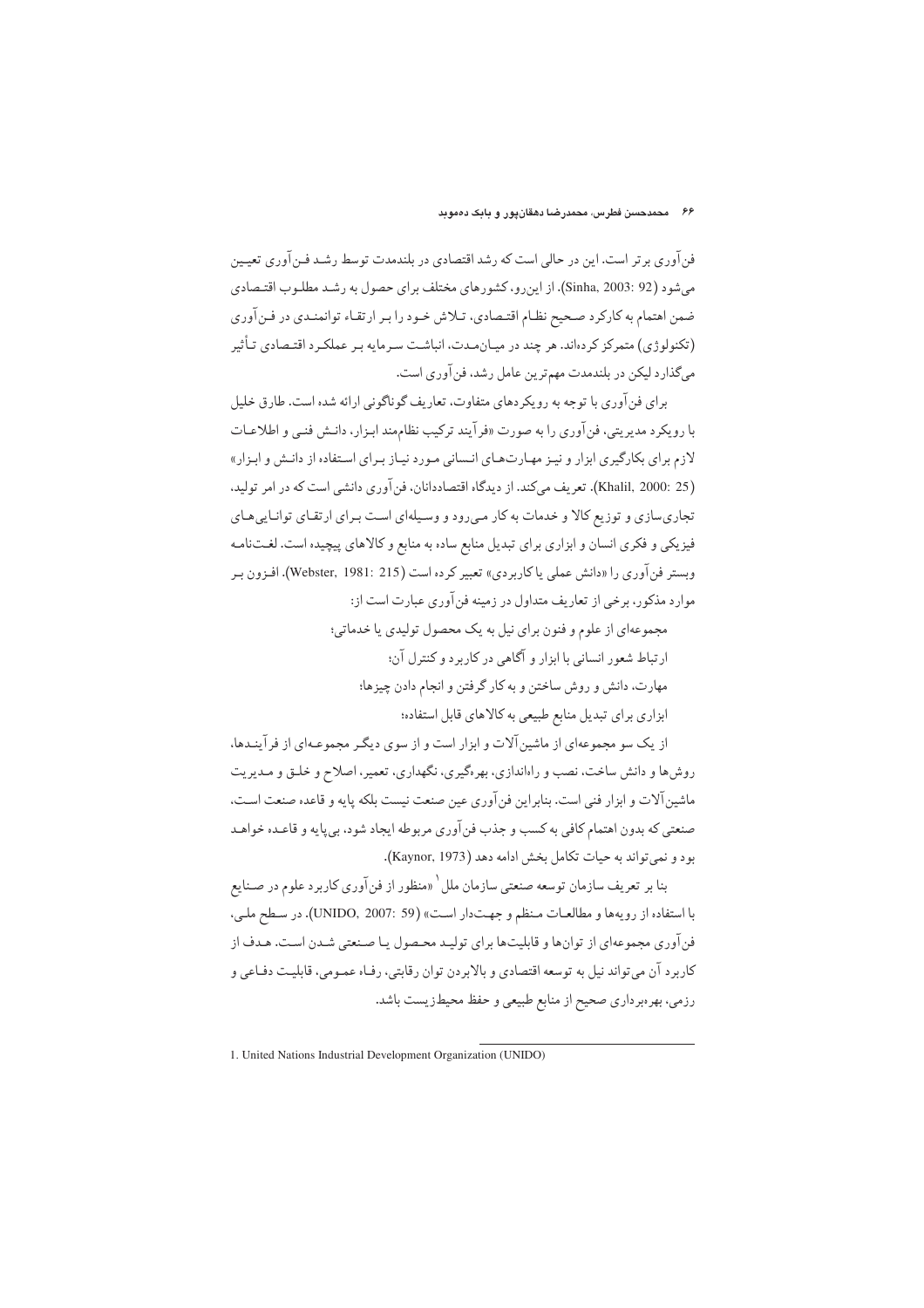فن‌آوری برتر است. این در حالی است که رشد اقتصادی در بلندمدت توسط رشـد فـن‌آوری تعیـین می‌شود (Sinha, 2003: 92). از این‌رو، کشورهای مختلف برای حصول به رشـد مطلـوب اقتـصادی ضمن اهتمام به کارکرد صـحیح نظـام اقتـصادی، تـلاش خـود را بـر ارتقـاء توانمنـدی در فـن‌آوری (تکنولوژی) متمرکز کرده‌اند. هر چند در میـان‌مـدت، انباشـت سـرمایه بـر عملکـرد اقتـصادی تـأثیر می‌گذارد لیکن در بلندمدت مهم‌ترین عامل رشد، فن‌آوری است.

برای فن‌آوری با توجه به رویکردهای متفاوت، تعاریف گوناگونی ارائه شده است. طارق خلیل با رویکرد مدیریتی، فن‌آوری را به صورت «فرآیند ترکیب نظام‌مند ابـزار، دانـش فنـی و اطلاعـات لازم برای بکارگیری ابزار و نیـز مهـارت‌هـای انـسانی مـورد نیـاز بـرای اسـتفاده از دانـش و ابـزار» (Khalil, 2000: 25). تعریف می‌کند. از دیدگاه اقتصاددانان، فن‌آوری دانشی است که در امر تولید، تجاری‌سازی و توزیع کالا و خدمات به کار مـی‌رود و وسـیله‌ای اسـت بـرای ارتقـای توانـایی‌هـای فیزیکی و فکری انسان و ابزاری برای تبدیل منابع ساده به منابع و کالاهای پیچیده است. لغـت‌نامـه وبستر فن‌آوری را «دانش عملی یا کاربردی» تعبیر کرده است (Webster, 1981: 215). افـزون بـر موارد مذکور، برخی از تعاریف متداول در زمینه فن‌آوری عبارت است از:

مجموعه‌ای از علوم و فنون برای نیل به یک محصول تولیدی یا خدماتی؛

ارتباط شعور انسانی با ابزار و آگاهی در کاربرد و کنترل آن؛

مهارت، دانش و روش ساختن و به کار گرفتن و انجام دادن چیزها؛

ابزاری برای تبدیل منابع طبیعی به کالاهای قابل استفاده؛

از یک سو مجموعه‌ای از ماشین‌آلات و ابزار است و از سوی دیگـر مجموعـه‌ای از فرآینـدها، روش‌ها و دانش ساخت، نصب و راه‌اندازی، بهره‌گیری، نگهداری، تعمیر، اصلاح و خلـق و مـدیریت ماشین‌آلات و ابزار فنی است. بنابراین فن‌آوری عین صنعت نیست بلکه پایه و قاعده صنعت اسـت، صنعتی که بدون اهتمام کافی به کسب و جذب فن‌آوری مربوطه ایجاد شود، بی‌پایه و قاعـده خواهـد بود و نمی‌تواند به حیات تکامل بخش ادامه دهد (Kaynor, 1973).

بنا بر تعریف سازمان توسعه صنعتی سازمان ملل[1] «منظور از فن‌آوری کاربرد علوم در صـنایع با استفاده از رویه‌ها و مطالعـات مـنظم و جهـت‌دار اسـت» (UNIDO, 2007: 59). در سـطح ملـی، فن‌آوری مجموعه‌ای از توان‌ها و قابلیت‌ها برای تولیـد محـصول یـا صـنعتی شـدن اسـت. هـدف از کاربرد آن می‌تواند نیل به توسعه اقتصادی و بالابردن توان رقابتی، رفـاه عمـومی، قابلیـت دفـاعی و رزمی، بهره‌برداری صحیح از منابع طبیعی و حفظ محیط‌زیست باشد.

1. United Nations Industrial Development Organization (UNIDO)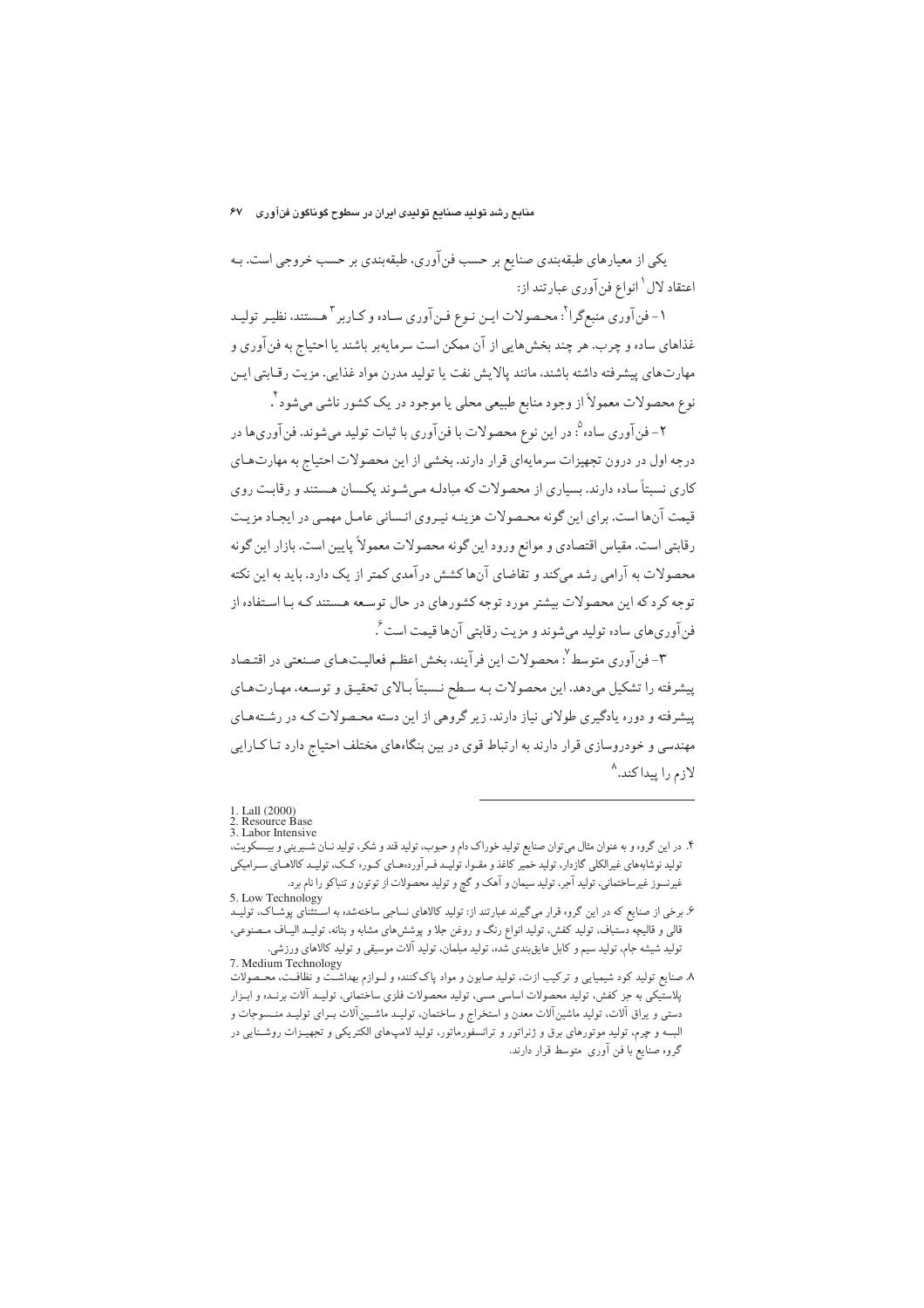یکی از معیارهای طبقه‌بندی صنایع بر حسب فن‌آوری، طبقه‌بندی بر حسب خروجی است. بـه اعتقاد لال[1] انواع فن‌آوری عبارتند از:

۱- فن‌آوری منبع‌گرا[2]: محصـولات ایـن نـوع فـن‌آوری سـاده و کـاربر[3] هسـتند، نظیـر تولیـد غذاهای ساده و چرب. هر چند بخش‌هایی از آن ممکن است سرمایه‌بر باشند یا احتیاج به فن‌آوری و مهارت‌های پیشرفته داشته باشند، مانند پالایش نفت یا تولید مدرن مواد غذایی. مزیت رقـابتی ایـن نوع محصولات معمولاً از وجود منابع طبیعی محلی یا موجود در یک کشور ناشی می‌شود[4].

۲- فن‌آوری ساده[5]: در این نوع محصولات با فن‌آوری با ثبات تولید می‌شوند. فن‌آوری‌ها در درجه اول در درون تجهیزات سرمایه‌ای قرار دارند. بخشی از این محصولات احتیاج به مهارت‌هـای کاری نسبتاً ساده دارند. بسیاری از محصولات که مبادلـه مـی‌شـوند یکسـان هسـتند و رقابـت روی قیمت آن‌ها است. برای این گونه محـصولات هزینـه نیـروی انسـانی عامـل مهمـی در ایجـاد مزیـت رقابتی است. مقیاس اقتصادی و موانع ورود این گونه محصولات معمولاً پایین است. بازار این گونه محصولات به آرامی رشد می‌کند و تقاضای آن‌ها کشش درآمدی کمتر از یک دارد. باید به این نکته توجه کرد که این محصولات بیشتر مورد توجه کشورهای در حال توسـعه هسـتند کـه بـا اسـتفاده از فن‌آوری‌های ساده تولید می‌شوند و مزیت رقابتی آن‌ها قیمت است[6].

۳- فن‌آوری متوسط[7]: محصولات این فرآیند، بخش اعظـم فعالیـت‌هـای صـنعتی در اقتـصاد پیشرفته را تشکیل می‌دهد. این محصولات بـه سـطح نـسبتاً بـالای تحقیـق و توسـعه، مهـارت‌هـای پیشرفته و دوره یادگیری طولانی نیاز دارند. زیر گروهی از این دسته محـصولات کـه در رشـته‌هـای مهندسی و خودروسازی قرار دارند به ارتباط قوی در بین بنگاه‌های مختلف احتیاج دارد تـا کـارایی لازم را پیدا کند.[8]

---

1. Lall (2000)
2. Resource Base
3. Labor Intensive

۴. در این گروه و به عنوان مثال می‌توان صنایع تولید خوراک دام و حبوب، تولید قند و شکر، تولید نـان شـیرینی و بیـسکویت، تولید نوشابه‌های غیرالکلی گازدار، تولید خمیر کاغذ و مقـوا، تولیـد فـرآورده‌هـای کـوره کـک، تولیـد کالاهـای سـرامیکی غیرنسوز غیرساختمانی، تولید آجر، تولید سیمان و آهک و گچ و تولید محصولات از توتون و تنباکو را نام برد.

5. Low Technology

۶. برخی از صنایع که در این گروه قرار می‌گیرند عبارتند از: تولید کالاهای نساجی ساخته‌شده به اسـتثنای پوشـاک، تولیـد قالی و قالیچه دستباف، تولید کفش، تولید انواع رنگ و روغن جلا و پوشش‌های مشابه و بتانه، تولیـد الیـاف مـصنوعی، تولید شیشه جام، تولید سیم و کابل عایق‌بندی شده، تولید مبلمان، تولید آلات موسیقی و تولید کالاهای ورزشی.

7. Medium Technology

۸. صنایع تولید کود شیمیایی و ترکیب ازت، تولید صابون و مواد پاک‌کننده و لـوازم بهداشـت و نظافـت، محـصولات پلاستیکی به جز کفش، تولید محصولات اساسی مسی، تولید محصولات فلزی ساختمانی، تولیـد آلات برنـده و ابـزار دستی و یراق آلات، تولید ماشین‌آلات معدن و استخراج و ساختمان، تولیـد ماشـین‌آلات بـرای تولیـد منـسوجات و البسه و چرم، تولید موتورهای برق و ژنراتور و ترانسفورماتور، تولید لامپ‌های الکتریکی و تجهیـزات روشـنایی در گروه صنایع با فن آوری متوسط قرار دارند.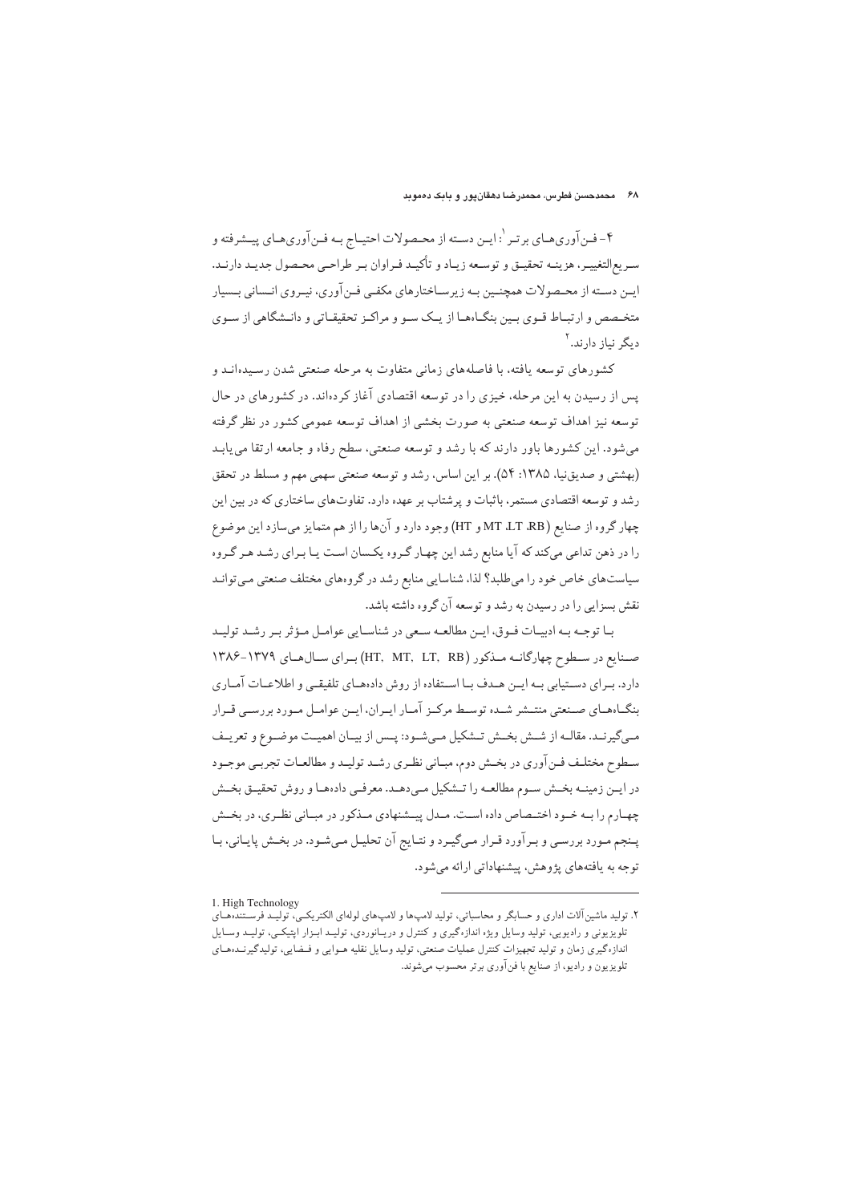۴- فن‌آوری‌های برتر[1]: این دسته از محصولات احتیاج به فن‌آوری‌های پیشرفته و سریع‌التغییر، هزینه تحقیق و توسعه زیاد و تأکید فراوان بر طراحی محصول جدید دارند. این دسته از محصولات همچنین به زیرساختارهای مکفی فن‌آوری، نیروی انسانی بسیار متخصص و ارتباط قوی بین بنگاه‌ها از یک سو و مراکز تحقیقاتی و دانشگاهی از سوی دیگر نیاز دارند.[2]

کشورهای توسعه یافته، با فاصله‌های زمانی متفاوت به مرحله صنعتی شدن رسیده‌اند و پس از رسیدن به این مرحله، خیزی را در توسعه اقتصادی آغاز کرده‌اند. در کشورهای در حال توسعه نیز اهداف توسعه صنعتی به صورت بخشی از اهداف توسعه عمومی کشور در نظر گرفته می‌شود. این کشورها باور دارند که با رشد و توسعه صنعتی، سطح رفاه و جامعه ارتقا می‌یابد (بهشتی و صدیق‌نیا، ۱۳۸۵: ۵۴). بر این اساس، رشد و توسعه صنعتی سهمی مهم و مسلط در تحقق رشد و توسعه اقتصادی مستمر، باثبات و پرشتاب بر عهده دارد. تفاوت‌های ساختاری که در بین این چهار گروه از صنایع (RB، LT، MT و HT) وجود دارد و آن‌ها را از هم متمایز می‌سازد این موضوع را در ذهن تداعی می‌کند که آیا منابع رشد این چهار گروه یکسان است یا برای رشد هر گروه سیاست‌های خاص خود را می‌طلبد؟ لذا، شناسایی منابع رشد در گروه‌های مختلف صنعتی می‌تواند نقش بسزایی را در رسیدن به رشد و توسعه آن گروه داشته باشد.

با توجه به ادبیات فوق، این مطالعه سعی در شناسایی عوامل مؤثر بر رشد تولید صنایع در سطوح چهارگانه مذکور (HT, MT, LT, RB) برای سال‌های ۱۳۷۹-۱۳۸۶ دارد. برای دستیابی به این هدف با استفاده از روش داده‌های تلفیقی و اطلاعات آماری بنگاه‌های صنعتی منتشر شده توسط مرکز آمار ایران، این عوامل مورد بررسی قرار می‌گیرند. مقاله از شش بخش تشکیل می‌شود: پس از بیان اهمیت موضوع و تعریف سطوح مختلف فن‌آوری در بخش دوم، مبانی نظری رشد تولید و مطالعات تجربی موجود در این زمینه بخش سوم مطالعه را تشکیل می‌دهد. معرفی داده‌ها و روش تحقیق بخش چهارم را به خود اختصاص داده است. مدل پیشنهادی مذکور در مبانی نظری، در بخش پنجم مورد بررسی و برآورد قرار می‌گیرد و نتایج آن تحلیل می‌شود. در بخش پایانی، با توجه به یافته‌های پژوهش، پیشنهاداتی ارائه می‌شود.

---

1. High Technology

۲. تولید ماشین‌آلات اداری و حسابگر و محاسباتی، تولید لامپ‌ها و لامپ‌های لوله‌ای الکتریکی، تولید فرستنده‌های تلویزیونی و رادیویی، تولید وسایل ویژه اندازه‌گیری و کنترل و دریانوردی، تولید ابزار اپتیکی، تولید وسایل اندازه‌گیری زمان و تولید تجهیزات کنترل عملیات صنعتی، تولید وسایل نقلیه هوایی و فضایی، تولیدگیرنده‌های تلویزیون و رادیو، از صنایع با فن‌آوری برتر محسوب می‌شوند.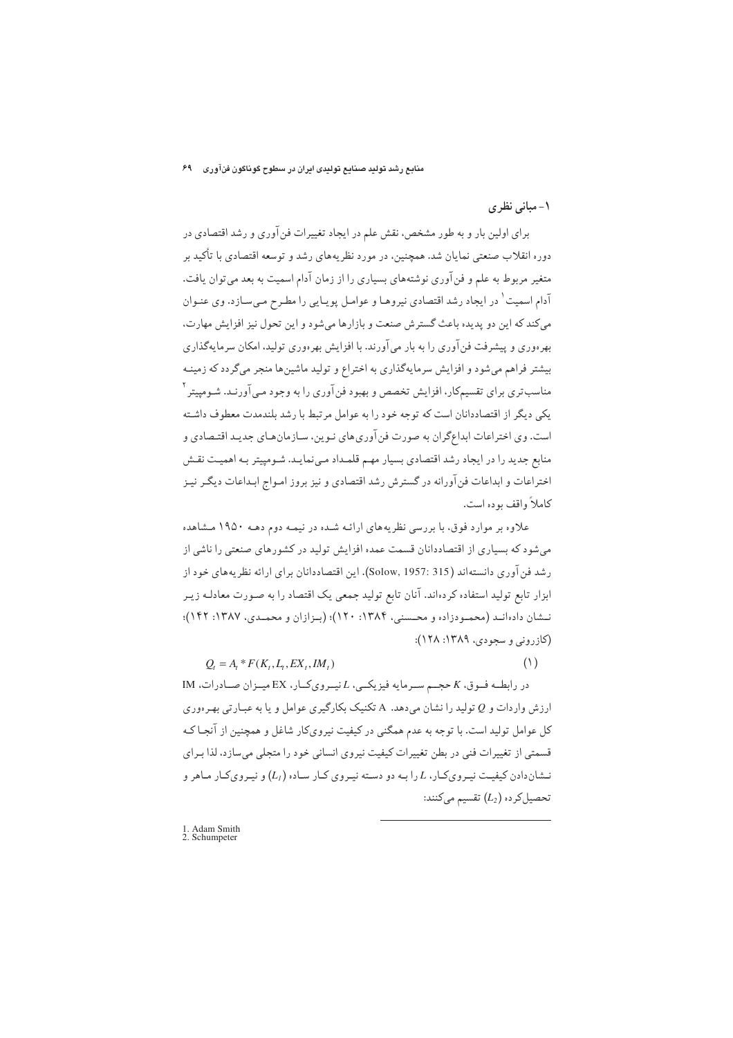## ۱- مبانی نظری

برای اولین بار و به طور مشخص، نقش علم در ایجاد تغییرات فن‌آوری و رشد اقتصادی در دوره انقلاب صنعتی نمایان شد. همچنین، در مورد نظریه‌های رشد و توسعه اقتصادی با تأکید بر متغیر مربوط به علم و فن‌آوری نوشته‌های بسیاری را از زمان آدام اسمیت به بعد می‌توان یافت. آدام اسمیت[1] در ایجاد رشد اقتصادی نیروها و عوامل پویایی را مطرح می‌سازد. وی عنوان می‌کند که این دو پدیده باعث گسترش صنعت و بازارها می‌شود و این تحول نیز افزایش مهارت، بهره‌وری و پیشرفت فن‌آوری را به بار می‌آورند. با افزایش بهره‌وری تولید، امکان سرمایه‌گذاری بیشتر فراهم می‌شود و افزایش سرمایه‌گذاری به اختراع و تولید ماشین‌ها منجر می‌گردد که زمینه مناسب‌تری برای تقسیم‌کار، افزایش تخصص و بهبود فن‌آوری را به وجود می‌آورند. شومپیتر[2] یکی دیگر از اقتصاددانان است که توجه خود را به عوامل مرتبط با رشد بلندمدت معطوف داشته است. وی اختراعات ابداع‌گران به صورت فن‌آوری‌های نوین، سازمان‌های جدید اقتصادی و منابع جدید را در ایجاد رشد اقتصادی بسیار مهم قلمداد می‌نماید. شومپیتر به اهمیت نقش اختراعات و ابداعات فن‌آورانه در گسترش رشد اقتصادی و نیز بروز امواج ابداعات دیگر نیز کاملاً واقف بوده است.

علاوه بر موارد فوق، با بررسی نظریه‌های ارائه شده در نیمه دوم دهه ۱۹۵۰ مشاهده می‌شود که بسیاری از اقتصاددانان قسمت عمده افزایش تولید در کشورهای صنعتی را ناشی از رشد فن‌آوری دانسته‌اند (Solow, 1957: 315). این اقتصاددانان برای ارائه نظریه‌های خود از ابزار تابع تولید استفاده کرده‌اند. آنان تابع تولید جمعی یک اقتصاد را به صورت معادله زیر نشان داده‌اند (محمودزاده و محسنی، ۱۳۸۴: ۱۲۰)؛ (بزازان و محمدی، ۱۳۸۷: ۱۴۲)؛ (کازرونی و سجودی، ۱۳۸۹: ۱۲۸):

$$Q_t = A_t * F(K_t, L_t, EX_t, IM_t) \qquad (1)$$

در رابطه فوق، $K$ حجم سرمایه فیزیکی، $L$ نیروی‌کار، EX میزان صادرات، IM ارزش واردات و $Q$ تولید را نشان می‌دهد. A تکنیک بکارگیری عوامل و یا به عبارتی بهره‌وری کل عوامل تولید است. با توجه به عدم همگنی در کیفیت نیروی‌کار شاغل و همچنین از آنجا که قسمتی از تغییرات فنی در بطن تغییرات کیفیت نیروی انسانی خود را متجلی می‌سازد، لذا برای نشان‌دادن کیفیت نیروی‌کار، $L$ را به دو دسته نیروی کار ساده $(L_1)$ و نیروی‌کار ماهر و تحصیل‌کرده $(L_2)$ تقسیم می‌کنند:

---

1. Adam Smith
2. Schumpeter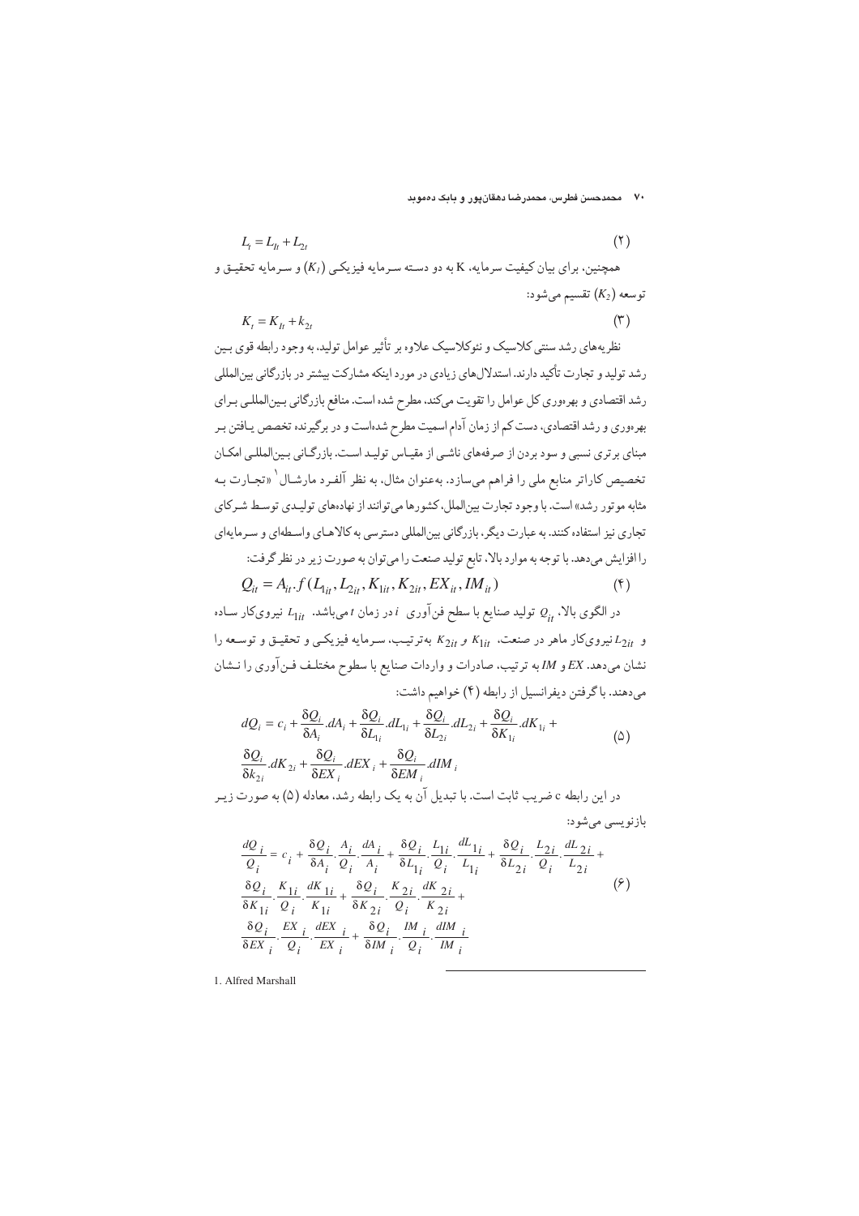$$L_t = L_{1t} + L_{2t} \tag{۲}$$

همچنین، برای بیان کیفیت سرمایه، K به دو دسته سرمایه فیزیکی $(K_1)$ و سرمایه تحقیق و توسعه $(K_2)$ تقسیم می‌شود:

$$K_t = K_{1t} + k_{2t} \tag{۳}$$

نظریه‌های رشد سنتی کلاسیک و نئوکلاسیک علاوه بر تأثیر عوامل تولید، به وجود رابطه قوی بین رشد تولید و تجارت تأکید دارند. استدلال‌های زیادی در مورد اینکه مشارکت بیشتر در بازرگانی بین‌المللی رشد اقتصادی و بهره‌وری کل عوامل را تقویت می‌کند، مطرح شده است. منافع بازرگانی بین‌المللی برای بهره‌وری و رشد اقتصادی، دست کم از زمان آدام اسمیت مطرح شده‌است و در برگیرنده تخصص یافتن بر مبنای برتری نسبی و سود بردن از صرفه‌های ناشی از مقیاس تولید است. بازرگانی بین‌المللی امکان تخصیص کاراتر منابع ملی را فراهم می‌سازد. به‌عنوان مثال، به نظر آلفرد مارشال[1] «تجارت به مثابه موتور رشد» است. با وجود تجارت بین‌الملل، کشورها می‌توانند از نهاده‌های تولیدی توسط شرکای تجاری نیز استفاده کنند. به عبارت دیگر، بازرگانی بین‌المللی دسترسی به کالاهای واسطه‌ای و سرمایه‌ای را افزایش می‌دهد. با توجه به موارد بالا، تابع تولید صنعت را می‌توان به صورت زیر در نظر گرفت:

$$Q_{it} = A_{it}.f(L_{1it}, L_{2it}, K_{1it}, K_{2it}, EX_{it}, IM_{it}) \tag{۴}$$

در الگوی بالا، $Q_{it}$ تولید صنایع با سطح فن‌آوری $i$ در زمان $t$ می‌باشد. $L_{1it}$ نیروی‌کار ساده و $L_{2it}$ نیروی‌کار ماهر در صنعت، $K_{1it}$ و $K_{2it}$ به‌ترتیب، سرمایه فیزیکی و تحقیق و توسعه را نشان می‌دهد. $EX$ و $IM$ به ترتیب، صادرات و واردات صنایع با سطوح مختلف فن‌آوری را نشان می‌دهند. با گرفتن دیفرانسیل از رابطه (۴) خواهیم داشت:

$$dQ_i = c_i + \frac{\delta Q_i}{\delta A_i}.dA_i + \frac{\delta Q_i}{\delta L_{1_i}}.dL_{1_i} + \frac{\delta Q_i}{\delta L_{2_i}}.dL_{2_i} + \frac{\delta Q_i}{\delta K_{1_i}}.dK_{1_i} + \frac{\delta Q_i}{\delta k_{2_i}}.dK_{2_i} + \frac{\delta Q_i}{\delta EX_i}.dEX_i + \frac{\delta Q_i}{\delta EM_i}.dIM_i \tag{۵}$$

در این رابطه c ضریب ثابت است. با تبدیل آن به یک رابطه رشد، معادله (۵) به صورت زیر بازنویسی می‌شود:

$$\frac{dQ_i}{Q_i} = c_i + \frac{\delta Q_i}{\delta A_i}.\frac{A_i}{Q_i}.\frac{dA_i}{A_i} + \frac{\delta Q_i}{\delta L_{1_i}}.\frac{L_{1i}}{Q_i}.\frac{dL_{1i}}{L_{1i}} + \frac{\delta Q_i}{\delta L_{2i}}.\frac{L_{2i}}{Q_i}.\frac{dL_{2i}}{L_{2i}} + \frac{\delta Q_i}{\delta K_{1i}}.\frac{K_{1i}}{Q_i}.\frac{dK_{1i}}{K_{1i}} + \frac{\delta Q_i}{\delta K_{2i}}.\frac{K_{2i}}{Q_i}.\frac{dK_{2i}}{K_{2i}} + \frac{\delta Q_i}{\delta EX_i}.\frac{EX_i}{Q_i}.\frac{dEX_i}{EX_i} + \frac{\delta Q_i}{\delta IM_i}.\frac{IM_i}{Q_i}.\frac{dIM_i}{IM_i} \tag{۶}$$

---

1. Alfred Marshall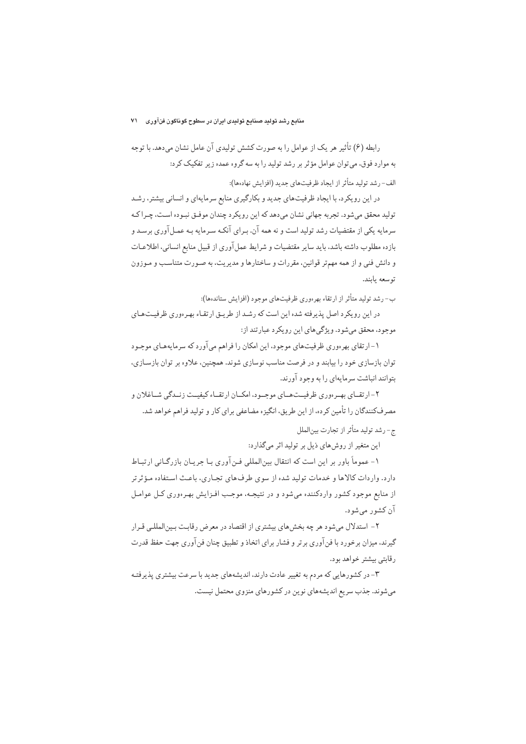رابطه (۶) تأثیر هر یک از عوامل را به صورت کشش تولیدی آن عامل نشان می‌دهد. با توجه به موارد فوق، می‌توان عوامل مؤثر بر رشد تولید را به سه گروه عمده زیر تفکیک کرد:

الف- رشد تولید متأثر از ایجاد ظرفیت‌های جدید (افزایش نهاده‌ها):

در این رویکرد، با ایجاد ظرفیت‌های جدید و بکارگیری منابع سرمایه‌ای و انسانی بیشتر، رشد تولید محقق می‌شود. تجربه جهانی نشان می‌دهد که این رویکرد چندان موفق نبوده است، چراکه سرمایه یکی از مقتضیات رشد تولید است و نه همه آن. برای آنکه سرمایه به عمل‌آوری برسد و بازده مطلوب داشته باشد، باید سایر مقتضیات و شرایط عمل‌آوری از قبیل منابع انسانی، اطلاعات و دانش فنی و از همه مهم‌تر قوانین، مقررات و ساختارها و مدیریت، به صورت متناسب و موزون توسعه یابند.

ب- رشد تولید متأثر از ارتقاء بهره‌وری ظرفیت‌های موجود (افزایش ستانده‌ها):

در این رویکرد اصل پذیرفته شده این است که رشد از طریق ارتقاء بهره‌وری ظرفیت‌های موجود، محقق می‌شود. ویژگی‌های این رویکرد عبارتند از:

۱- ارتقای بهره‌وری ظرفیت‌های موجود، این امکان را فراهم می‌آورد که سرمایه‌های موجود توان بازسازی خود را بیابند و در فرصت مناسب نوسازی شوند. همچنین، علاوه بر توان بازسازی، بتوانند انباشت سرمایه‌ای را به وجود آورند.

۲- ارتقای بهره‌وری ظرفیت‌های موجود، امکان ارتقاء کیفیت زندگی شاغلان و مصرف‌کنندگان را تأمین کرده، از این طریق، انگیزه مضاعفی برای کار و تولید فراهم خواهد شد.

ج- رشد تولید متأثر از تجارت بین‌الملل

این متغیر از روش‌های ذیل بر تولید اثر می‌گذارد:

۱- عموماً باور بر این است که انتقال بین‌المللی فن‌آوری با جریان بازرگانی ارتباط دارد. واردات کالاها و خدمات تولید شده از سوی طرف‌های تجاری، باعث استفاده مؤثرتر از منابع موجود کشور واردکننده می‌شود و در نتیجه، موجب افزایش بهره‌وری کل عوامل آن کشور می‌شود.

۲- استدلال می‌شود هر چه بخش‌های بیشتری از اقتصاد در معرض رقابت بین‌المللی قرار گیرند، میزان برخورد با فن‌آوری برتر و فشار برای اتخاذ و تطبیق چنان فن‌آوری جهت حفظ قدرت رقابتی بیشتر خواهد بود.

۳- در کشورهایی که مردم به تغییر عادت دارند، اندیشه‌های جدید با سرعت بیشتری پذیرفته می‌شوند. جذب سریع اندیشه‌های نوین در کشورهای منزوی محتمل نیست.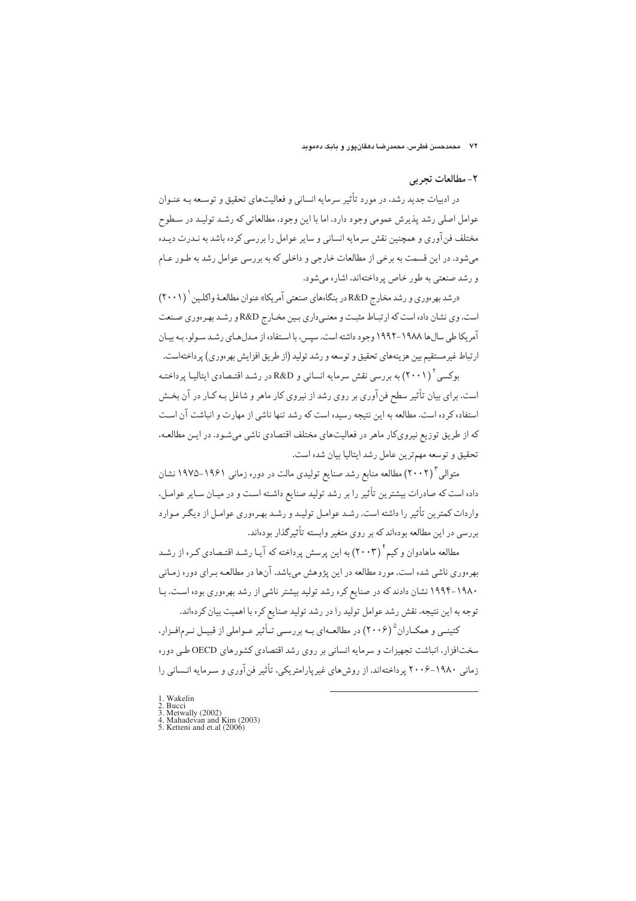## ۲- مطالعات تجربی

در ادبیات جدید رشد، در مورد تأثیر سرمایه انسانی و فعالیت‌های تحقیق و توسعه به عنوان عوامل اصلی رشد پذیرش عمومی وجود دارد. اما با این وجود، مطالعاتی که رشد تولید در سطوح مختلف فن‌آوری و همچنین نقش سرمایه انسانی و سایر عوامل را بررسی کرده باشد به ندرت دیده می‌شود. در این قسمت به برخی از مطالعات خارجی و داخلی که به بررسی عوامل رشد به طور عام و رشد صنعتی به طور خاص پرداخته‌اند، اشاره می‌شود.

«رشد بهره‌وری و رشد مخارج R&D در بنگاه‌های صنعتی آمریکا» عنوان مطالعهٔ واکلین[1] (۲۰۰۱) است. وی نشان داده است که ارتباط مثبت و معنی‌داری بین مخارج R&D و رشد بهره‌وری صنعت آمریکا طی سال‌ها ۱۹۸۸-۱۹۹۲ وجود داشته است. سپس، با استفاده از مدل‌های رشد سولو، به بیان ارتباط غیرمستقیم بین هزینه‌های تحقیق و توسعه و رشد تولید (از طریق افزایش بهره‌وری) پرداخته‌است.

بوکسی[2] (۲۰۰۱) به بررسی نقش سرمایه انسانی و R&D در رشد اقتصادی ایتالیا پرداخته است. برای بیان تأثیر سطح فن‌آوری بر روی رشد از نیروی کار ماهر و شاغل به کار در آن بخش استفاده کرده است. مطالعه به این نتیجه رسیده است که رشد تنها ناشی از مهارت و انباشت آن است که از طریق توزیع نیروی‌کار ماهر در فعالیت‌های مختلف اقتصادی ناشی می‌شود. در این مطالعه، تحقیق و توسعه مهم‌ترین عامل رشد ایتالیا بیان شده است.

متوالی[3] (۲۰۰۲) مطالعه منابع رشد صنایع تولیدی مالت در دوره زمانی ۱۹۶۱-۱۹۷۵ نشان داده است که صادرات بیشترین تأثیر را بر رشد تولید صنایع داشته است و در میان سایر عوامل، واردات کمترین تأثیر را داشته است. رشد عوامل تولید و رشد بهره‌وری عوامل از دیگر موارد بررسی در این مطالعه بوده‌اند که بر روی متغیر وابسته تأثیرگذار بوده‌اند.

مطالعه ماهادوان و کیم[4] (۲۰۰۳) به این پرسش پرداخته که آیا رشد اقتصادی کره از رشد بهره‌وری ناشی شده است. مورد مطالعه در این پژوهش می‌باشد. آن‌ها در مطالعه برای دوره زمانی ۱۹۸۰-۱۹۹۴ نشان دادند که در صنایع کره رشد تولید بیشتر ناشی از رشد بهره‌وری بوده است. با توجه به این نتیجه، نقش رشد عوامل تولید را در رشد تولید صنایع کره با اهمیت بیان کرده‌اند.

کتینی و همکاران[5] (۲۰۰۶) در مطالعه‌ای به بررسی تأثیر عواملی از قبیل نرم‌افزار، سخت‌افزار، انباشت تجهیزات و سرمایه انسانی بر روی رشد اقتصادی کشورهای OECD طی دوره زمانی ۱۹۸۰-۲۰۰۶ پرداخته‌اند. از روش‌های غیرپارامتریکی، تأثیر فن‌آوری و سرمایه انسانی را

---

1. Wakelin
2. Bucci
3. Metwally (2002)
4. Mahadevan and Kim (2003)
5. Ketteni and et.al (2006)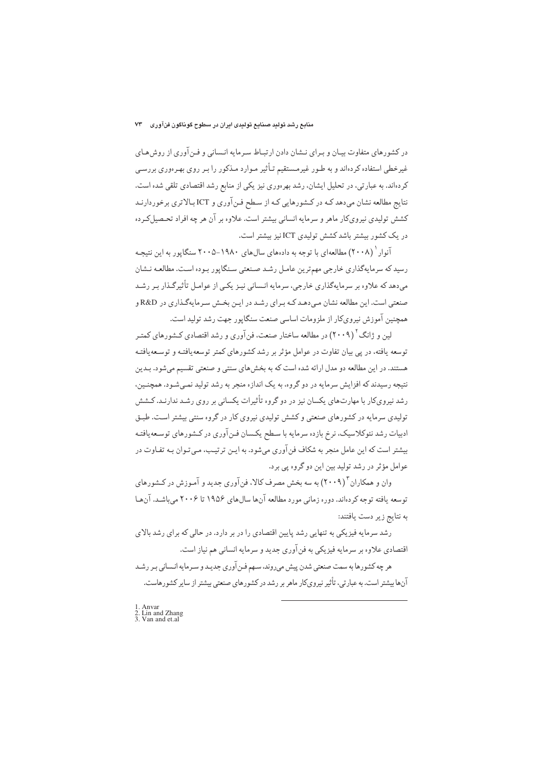در کشورهای متفاوت بیان و برای نشان دادن ارتباط سرمایه انسانی و فن‌آوری از روش‌های غیرخطی استفاده کرده‌اند و به طور غیرمستقیم تأثیر موارد مذکور را بر روی بهره‌وری بررسی کرده‌اند. به عبارتی، در تحلیل ایشان، رشد بهره‌وری نیز یکی از منابع رشد اقتصادی تلقی شده است. نتایج مطالعه نشان می‌دهد که در کشورهایی که از سطح فن‌آوری و ICT بالاتری برخوردارند کشش تولیدی نیروی‌کار ماهر و سرمایه انسانی بیشتر است. علاوه بر آن هر چه افراد تحصیل‌کرده در یک کشور بیشتر باشد کشش تولیدی ICT نیز بیشتر است.

آنوار[1] (۲۰۰۸) مطالعه‌ای با توجه به داده‌های سال‌های ۱۹۸۰-۲۰۰۵ سنگاپور به این نتیجه رسید که سرمایه‌گذاری خارجی مهم‌ترین عامل رشد صنعتی سنگاپور بوده است. مطالعه نشان می‌دهد که علاوه بر سرمایه‌گذاری خارجی، سرمایه انسانی نیز یکی از عوامل تأثیرگذار بر رشد صنعتی است. این مطالعه نشان می‌دهد که برای رشد در این بخش سرمایه‌گذاری در R&D و همچنین آموزش نیروی‌کار از ملزومات اساسی صنعت سنگاپور جهت رشد تولید است.

لین و ژانگ[2] (۲۰۰۹) در مطالعه ساختار صنعت، فن‌آوری و رشد اقتصادی کشورهای کمتر توسعه یافته، در پی بیان تفاوت در عوامل مؤثر بر رشد کشورهای کمتر توسعه‌یافته و توسعه‌یافته هستند. در این مطالعه دو مدل ارائه شده است که به بخش‌های سنتی و صنعتی تقسیم می‌شود. بدین نتیجه رسیدند که افزایش سرمایه در دو گروه، به یک اندازه منجر به رشد تولید نمی‌شود. همچنین، رشد نیروی‌کار با مهارت‌های یکسان نیز در دو گروه تأثیرات یکسانی بر روی رشد ندارند. کشش تولیدی سرمایه در کشورهای صنعتی و کشش تولیدی نیروی کار در گروه سنتی بیشتر است. طبق ادبیات رشد نئوکلاسیک، نرخ بازده سرمایه با سطح یکسان فن‌آوری در کشورهای توسعه‌یافته بیشتر است که این عامل منجر به شکاف فن‌آوری می‌شود. به این ترتیب، می‌توان به تفاوت در عوامل مؤثر در رشد تولید بین این دو گروه پی برد.

وان و همکاران[3] (۲۰۰۹) به سه بخش مصرف کالا، فن‌آوری جدید و آموزش در کشورهای توسعه یافته توجه کرده‌اند. دوره زمانی مورد مطالعه آن‌ها سال‌های ۱۹۵۶ تا ۲۰۰۶ می‌باشد. آن‌ها به نتایج زیر دست یافتند:

رشد سرمایه فیزیکی به تنهایی رشد پایین اقتصادی را در بر دارد. در حالی که برای رشد بالای اقتصادی علاوه بر سرمایه فیزیکی به فن‌آوری جدید و سرمایه انسانی هم نیاز است.

هر چه کشورها به سمت صنعتی شدن پیش می‌روند، سهم فن‌آوری جدید و سرمایه انسانی بر رشد آن‌ها بیشتر است. به عبارتی، تأثیر نیروی‌کار ماهر بر رشد در کشورهای صنعتی بیشتر از سایر کشورهاست.

---

1. Anvar
2. Lin and Zhang
3. Van and et.al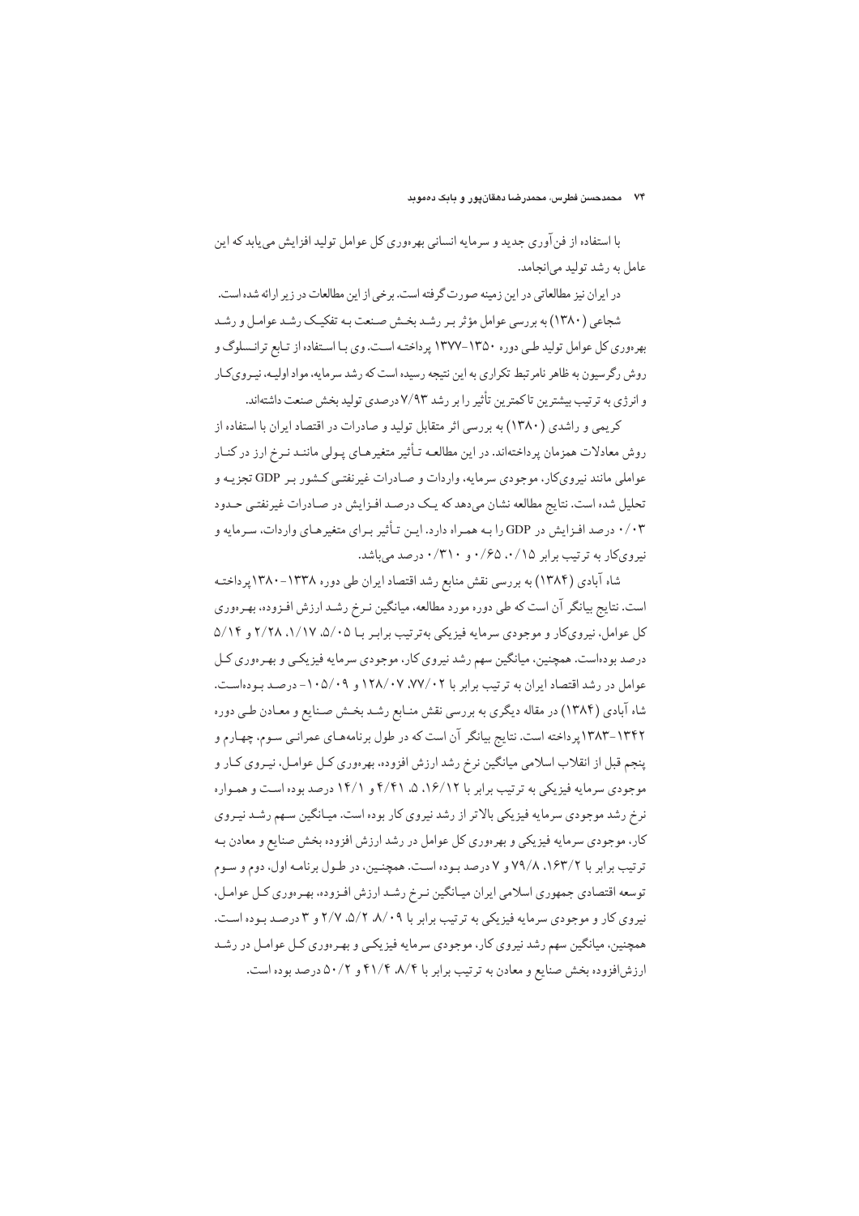با استفاده از فن‌آوری جدید و سرمایه انسانی بهره‌وری کل عوامل تولید افزایش می‌یابد که این عامل به رشد تولید می‌انجامد.

در ایران نیز مطالعاتی در این زمینه صورت گرفته است. برخی از این مطالعات در زیر ارائه شده است.

شجاعی (۱۳۸۰) به بررسی عوامل مؤثر بر رشد بخش صنعت به تفکیک رشد عوامل و رشد بهره‌وری کل عوامل تولید طی دوره ۱۳۵۰-۱۳۷۷ پرداخته است. وی با استفاده از تابع ترانسلوگ و روش رگرسیون به ظاهر نامرتبط تکراری به این نتیجه رسیده است که رشد سرمایه، مواد اولیه، نیروی‌کار و انرژی به ترتیب بیشترین تا کمترین تأثیر را بر رشد ۷/۹۳ درصدی تولید بخش صنعت داشته‌اند.

کریمی و راشدی (۱۳۸۰) به بررسی اثر متقابل تولید و صادرات در اقتصاد ایران با استفاده از روش معادلات همزمان پرداخته‌اند. در این مطالعه تأثیر متغیرهای پولی مانند نرخ ارز در کنار عواملی مانند نیروی‌کار، موجودی سرمایه، واردات و صادرات غیرنفتی کشور بر GDP تجزیه و تحلیل شده است. نتایج مطالعه نشان می‌دهد که یک درصد افزایش در صادرات غیرنفتی حدود ۰/۰۳ درصد افزایش در GDP را به همراه دارد. این تأثیر برای متغیرهای واردات، سرمایه و نیروی‌کار به ترتیب برابر ۰/۱۵، ۰/۶۵ و ۰/۳۱۰ درصد می‌باشد.

شاه آبادی (۱۳۸۴) به بررسی نقش منابع رشد اقتصاد ایران طی دوره ۱۳۳۸-۱۳۸۰پرداخته است. نتایج بیانگر آن است که طی دوره مورد مطالعه، میانگین نرخ رشد ارزش افزوده، بهره‌وری کل عوامل، نیروی‌کار و موجودی سرمایه فیزیکی به‌ترتیب برابر با ۵/۰۵، ۱/۱۷، ۲/۲۸ و ۵/۱۴ درصد بوده‌است. همچنین، میانگین سهم رشد نیروی کار، موجودی سرمایه فیزیکی و بهره‌وری کل عوامل در رشد اقتصاد ایران به ترتیب برابر با ۷۷/۰۲، ۱۲۸/۰۷ و ۱۰۵/۰۹- درصد بوده‌است. شاه آبادی (۱۳۸۴) در مقاله دیگری به بررسی نقش منابع رشد بخش صنایع و معادن طی دوره ۱۳۴۲-۱۳۸۳پرداخته است. نتایج بیانگر آن است که در طول برنامه‌های عمرانی سوم، چهارم و پنجم قبل از انقلاب اسلامی میانگین نرخ رشد ارزش افزوده، بهره‌وری کل عوامل، نیروی کار و موجودی سرمایه فیزیکی به ترتیب برابر با ۱۶/۱۲، ۵، ۴/۴۱ و ۱۴/۱ درصد بوده است و همواره نرخ رشد موجودی سرمایه فیزیکی بالاتر از رشد نیروی کار بوده است. میانگین سهم رشد نیروی کار، موجودی سرمایه فیزیکی و بهره‌وری کل عوامل در رشد ارزش افزوده بخش صنایع و معادن به ترتیب برابر با ۱۶۳/۲، ۷۹/۸ و ۷ درصد بوده است. همچنین، در طول برنامه اول، دوم و سوم توسعه اقتصادی جمهوری اسلامی ایران میانگین نرخ رشد ارزش افزوده، بهره‌وری کل عوامل، نیروی کار و موجودی سرمایه فیزیکی به ترتیب برابر با ۸/۰۹، ۵/۲، ۲/۷ و ۳ درصد بوده است. همچنین، میانگین سهم رشد نیروی کار، موجودی سرمایه فیزیکی و بهره‌وری کل عوامل در رشد ارزش‌افزوده بخش صنایع و معادن به ترتیب برابر با ۸/۴، ۴۱/۴ و ۵۰/۲ درصد بوده است.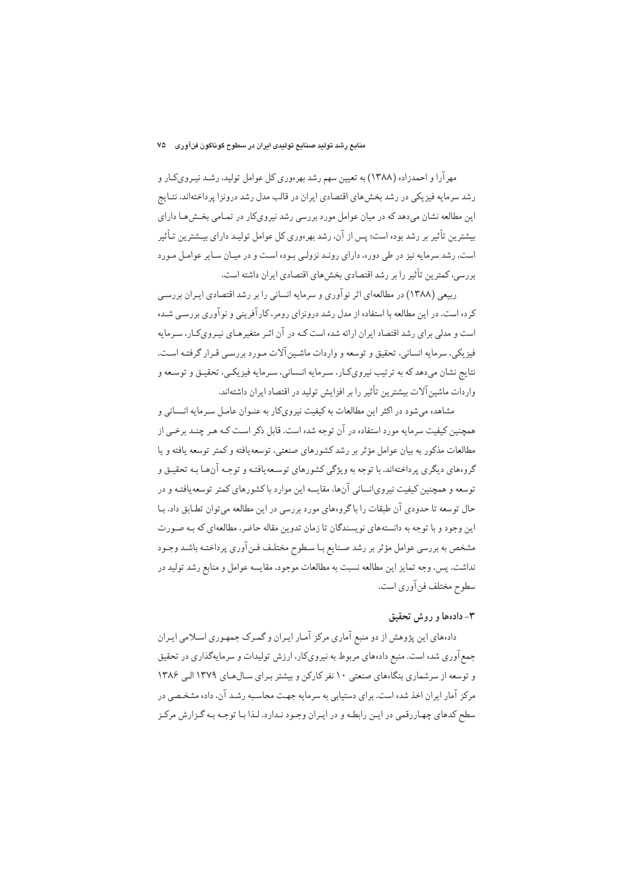مهرآرا و احمدزاده (۱۳۸۸) به تعیین سهم رشد بهره‌وری کل عوامل تولید، رشد نیروی‌کار و رشد سرمایه فیزیکی در رشد بخش‌های اقتصادی ایران در قالب مدل رشد درونزا پرداخته‌اند. نتایج این مطالعه نشان می‌دهد که در میان عوامل مورد بررسی رشد نیروی‌کار در تمامی بخش‌ها دارای بیشترین تأثیر بر رشد بوده است؛ پس از آن، رشد بهره‌وری کل عوامل تولید دارای بیشترین تأثیر است. رشد سرمایه نیز در طی دوره، دارای روند نزولی بوده است و در میان سایر عوامل مورد بررسی، کمترین تأثیر را بر رشد اقتصادی بخش‌های اقتصادی ایران داشته است.

ربیعی (۱۳۸۸) در مطالعه‌ای اثر نوآوری و سرمایه انسانی را بر رشد اقتصادی ایران بررسی کرده است. در این مطالعه با استفاده از مدل رشد درونزای رومر، کارآفرینی و نوآوری بررسی شده است و مدلی برای رشد اقتصاد ایران ارائه شده است که در آن اثر متغیرهای نیروی‌کار، سرمایه فیزیکی، سرمایه انسانی، تحقیق و توسعه و واردات ماشین‌آلات مورد بررسی قرار گرفته است. نتایج نشان می‌دهد که به ترتیب نیروی‌کار، سرمایه انسانی، سرمایه فیزیکی، تحقیق و توسعه و واردات ماشین‌آلات بیشترین تأثیر را بر افزایش تولید در اقتصاد ایران داشته‌اند.

مشاهده می‌شود در اکثر این مطالعات به کیفیت نیروی‌کار به عنوان عامل سرمایه انسانی و همچنین کیفیت سرمایه مورد استفاده در آن توجه شده است. قابل ذکر است که هر چند برخی از مطالعات مذکور به بیان عوامل مؤثر بر رشد کشورهای صنعتی، توسعه‌یافته و کمتر توسعه یافته و یا گروه‌های دیگری پرداخته‌اند. با توجه به ویژگی کشورهای توسعه‌یافته و توجه آن‌ها به تحقیق و توسعه و همچنین کیفیت نیروی‌انسانی آن‌ها، مقایسه این موارد با کشورهای کمتر توسعه‌یافته و در حال توسعه تا حدودی آن طبقات را با گروه‌های مورد بررسی در این مطالعه می‌توان تطابق داد. با این وجود و با توجه به دانسته‌های نویسندگان تا زمان تدوین مقاله حاضر، مطالعه‌ای که به صورت مشخص به بررسی عوامل مؤثر بر رشد صنایع با سطوح مختلف فن‌آوری پرداخته باشد وجود نداشت. پس، وجه تمایز این مطالعه نسبت به مطالعات موجود، مقایسه عوامل و منابع رشد تولید در سطوح مختلف فن‌آوری است.

## ۳- داده‌ها و روش تحقیق

داده‌های این پژوهش از دو منبع آماری مرکز آمار ایران و گمرک جمهوری اسلامی ایران جمع‌آوری شده است. منبع داده‌های مربوط به نیروی‌کار، ارزش تولیدات و سرمایه‌گذاری در تحقیق و توسعه از سرشماری بنگاه‌های صنعتی ۱۰ نفر کارکن و بیشتر برای سال‌های ۱۳۷۹ الی ۱۳۸۶ مرکز آمار ایران اخذ شده است. برای دستیابی به سرمایه جهت محاسبه رشد آن، داده مشخصی در سطح کدهای چهاررقمی در این رابطه و در ایران وجود ندارد. لذا با توجه به گزارش مرکز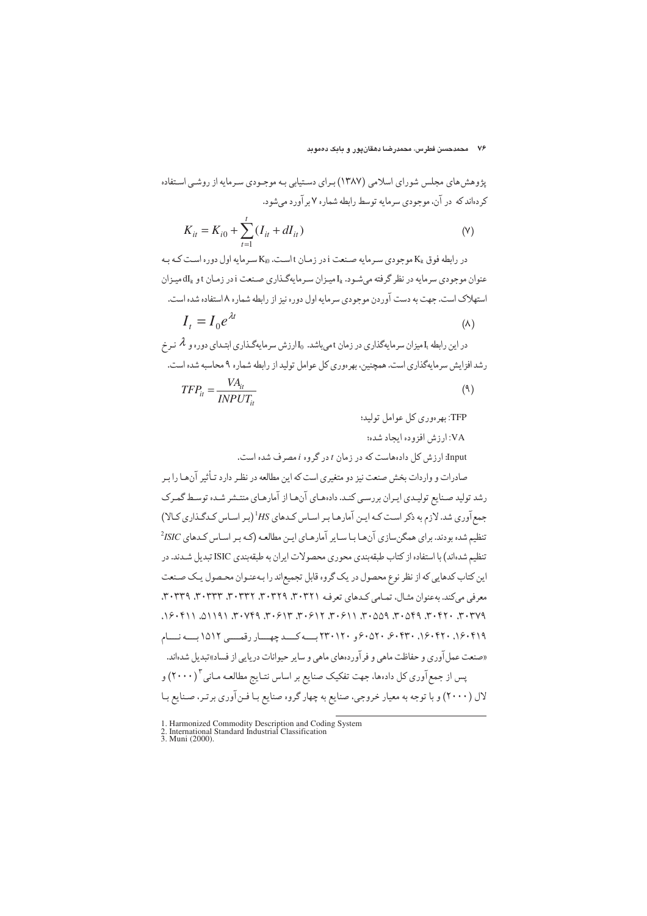پژوهش‌های مجلس شورای اسلامی (۱۳۸۷) برای دستیابی به موجودی سرمایه از روشی استفاده کرده‌اند که در آن، موجودی سرمایه توسط رابطه شماره ۷ برآورد می‌شود.

$$K_{it} = K_{i0} + \sum_{t=1}^{t}(I_{it} + dI_{it}) \quad (۷)$$

در رابطه فوق $K_{it}$ موجودی سرمایه صنعت i در زمان t است. $K_{i0}$ سرمایه اول دوره است که به عنوان موجودی سرمایه در نظر گرفته می‌شود. $I_{it}$ میزان سرمایه‌گذاری صنعت i در زمان t و $dI_{it}$ میزان استهلاک است. جهت به دست آوردن موجودی سرمایه اول دوره نیز از رابطه شماره ۸ استفاده شده است.

$$I_t = I_0 e^{\lambda t} \quad (۸)$$

در این رابطه $I_t$ میزان سرمایه‌گذاری در زمان t می‌باشد. $I_0$ ارزش سرمایه‌گذاری ابتدای دوره و $\lambda$ نرخ رشد افزایش سرمایه‌گذاری است. همچنین، بهره‌وری کل عوامل تولید از رابطه شماره ۹ محاسبه شده است.

$$TFP_{it} = \frac{VA_{it}}{INPUT_{it}} \quad (۹)$$

TFP: بهره‌وری کل عوامل تولید؛

VA: ارزش افزوده ایجاد شده؛

Input: ارزش کل داده‌هاست که در زمان $t$ در گروه $i$ مصرف شده است.

صادرات و واردات بخش صنعت نیز دو متغیری است که این مطالعه در نظر دارد تأثیر آن‌ها را بر رشد تولید صنایع تولیدی ایران بررسی کند. داده‌های آن‌ها از آمارهای منتشر شده توسط گمرک جمع‌آوری شد. لازم به ذکر است که این آمارها بر اساس کدهای *HS*[1] (بر اساس کدگذاری کالا) تنظیم شده بودند. برای همگن‌سازی آن‌ها با سایر آمارهای این مطالعه (که بر اساس کدهای *ISIC*[2] تنظیم شده‌اند) با استفاده از کتاب طبقه‌بندی محوری محصولات ایران به طبقه‌بندی ISIC تبدیل شدند. در این کتاب کدهایی که از نظر نوع محصول در یک گروه قابل تجمیع‌اند را به‌عنوان محصول یک صنعت معرفی می‌کند. به‌عنوان مثال، تمامی کدهای تعرفه ۳۰۳۲۱، ۳۰۳۲۹، ۳۰۳۳۲، ۳۰۳۳۳، ۳۰۳۳۹، ۳۰۳۷۹، ۳۰۴۲۰، ۳۰۵۴۹، ۳۰۵۵۹، ۳۰۶۱۱، ۳۰۶۱۲، ۳۰۶۱۳، ۳۰۷۴۹، ۵۱۱۹۱، ۱۶۰۴۱۱، ۱۶۰۴۱۹، ۱۶۰۴۲۰، ۶۰۴۳۰، ۶۰۵۲۰ و ۲۳۰۱۲۰ به کد چهار رقمی ۱۵۱۲ به نام «صنعت عمل‌آوری و حفاظت ماهی و فرآورده‌های ماهی و سایر حیوانات دریایی از فساد» تبدیل شده‌اند.

پس از جمع‌آوری کل داده‌ها، جهت تفکیک صنایع بر اساس نتایج مطالعه مانی[3] (۲۰۰۰) و لال (۲۰۰۰) و با توجه به معیار خروجی، صنایع به چهار گروه صنایع با فن‌آوری برتر، صنایع با

---

1. Harmonized Commodity Description and Coding System
2. International Standard Industrial Classification
3. Muni (2000).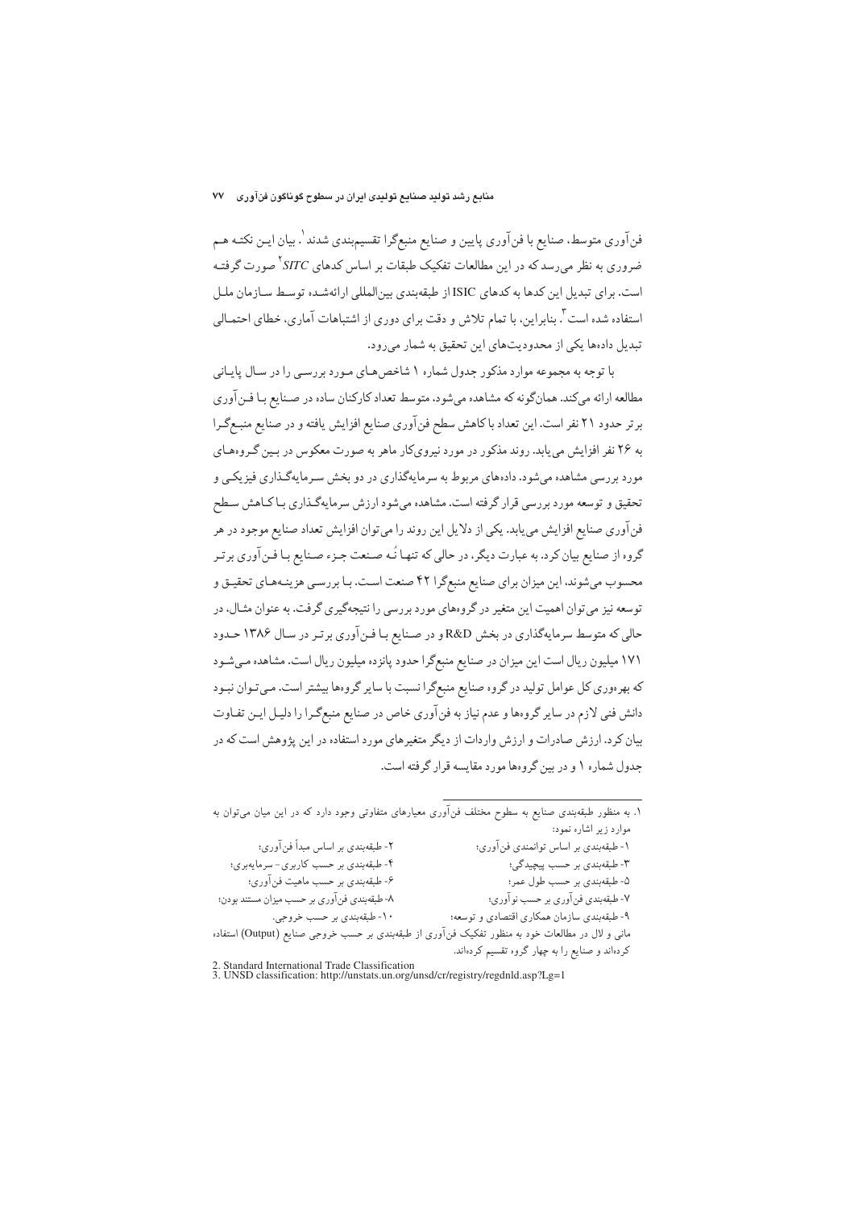فن‌آوری متوسط، صنایع با فن‌آوری پایین و صنایع منبع‌گرا تقسیم‌بندی شدند[1]. بیان این نکته هم ضروری به نظر می‌رسد که در این مطالعات تفکیک طبقات بر اساس کدهای *SITC*[2] صورت گرفته است. برای تبدیل این کدها به کدهای ISIC از طبقه‌بندی بین‌المللی ارائه‌شده توسط سازمان ملل استفاده شده است[3]. بنابراین، با تمام تلاش و دقت برای دوری از اشتباهات آماری، خطای احتمالی تبدیل داده‌ها یکی از محدودیت‌های این تحقیق به شمار می‌رود.

با توجه به مجموعه موارد مذکور جدول شماره ۱ شاخص‌های مورد بررسی را در سال پایانی مطالعه ارائه می‌کند. همان‌گونه که مشاهده می‌شود، متوسط تعداد کارکنان ساده در صنایع با فن‌آوری برتر حدود ۲۱ نفر است. این تعداد با کاهش سطح فن‌آوری صنایع افزایش یافته و در صنایع منبع‌گرا به ۲۶ نفر افزایش می‌یابد. روند مذکور در مورد نیروی‌کار ماهر به صورت معکوس در بین گروه‌های مورد بررسی مشاهده می‌شود. داده‌های مربوط به سرمایه‌گذاری در دو بخش سرمایه‌گذاری فیزیکی و تحقیق و توسعه مورد بررسی قرار گرفته است. مشاهده می‌شود ارزش سرمایه‌گذاری با کاهش سطح فن‌آوری صنایع افزایش می‌یابد. یکی از دلایل این روند را می‌توان افزایش تعداد صنایع موجود در هر گروه از صنایع بیان کرد. به عبارت دیگر، در حالی که تنها نُه صنعت جزء صنایع با فن‌آوری برتر محسوب می‌شوند، این میزان برای صنایع منبع‌گرا ۴۲ صنعت است. با بررسی هزینه‌های تحقیق و توسعه نیز می‌توان اهمیت این متغیر در گروه‌های مورد بررسی را نتیجه‌گیری گرفت. به عنوان مثال، در حالی که متوسط سرمایه‌گذاری در بخش R&D و در صنایع با فن‌آوری برتر در سال ۱۳۸۶ حدود ۱۷۱ میلیون ریال است این میزان در صنایع منبع‌گرا حدود پانزده میلیون ریال است. مشاهده می‌شود که بهره‌وری کل عوامل تولید در گروه صنایع منبع‌گرا نسبت با سایر گروه‌ها بیشتر است. می‌توان نبود دانش فنی لازم در سایر گروه‌ها و عدم نیاز به فن‌آوری خاص در صنایع منبع‌گرا را دلیل این تفاوت بیان کرد. ارزش صادرات و ارزش واردات از دیگر متغیرهای مورد استفاده در این پژوهش است که در جدول شماره ۱ و در بین گروه‌ها مورد مقایسه قرار گرفته است.

---

[1]. به منظور طبقه‌بندی صنایع به سطوح مختلف فن‌آوری معیارهای متفاوتی وجود دارد که در این میان می‌توان به موارد زیر اشاره نمود:

۱- طبقه‌بندی بر اساس توانمندی فن‌آوری؛
۲- طبقه‌بندی بر اساس مبدأ فن‌آوری؛
۳- طبقه‌بندی بر حسب پیچیدگی؛
۴- طبقه‌بندی بر حسب کاربری- سرمایه‌بری؛
۵- طبقه‌بندی بر حسب طول عمر؛
۶- طبقه‌بندی بر حسب ماهیت فن‌آوری؛
۷- طبقه‌بندی فن‌آوری بر حسب نوآوری؛
۸- طبقه‌بندی فن‌آوری بر حسب میزان مستند بودن؛
۹- طبقه‌بندی سازمان همکاری اقتصادی و توسعه؛
۱۰- طبقه‌بندی بر حسب خروجی.

مانی و لال در مطالعات خود به منظور تفکیک فن‌آوری از طبقه‌بندی بر حسب خروجی صنایع (Output) استفاده کرده‌اند و صنایع را به چهار گروه تقسیم کرده‌اند.

[2]. Standard International Trade Classification

[3]. UNSD classification: http://unstats.un.org/unsd/cr/registry/regdnld.asp?Lg=1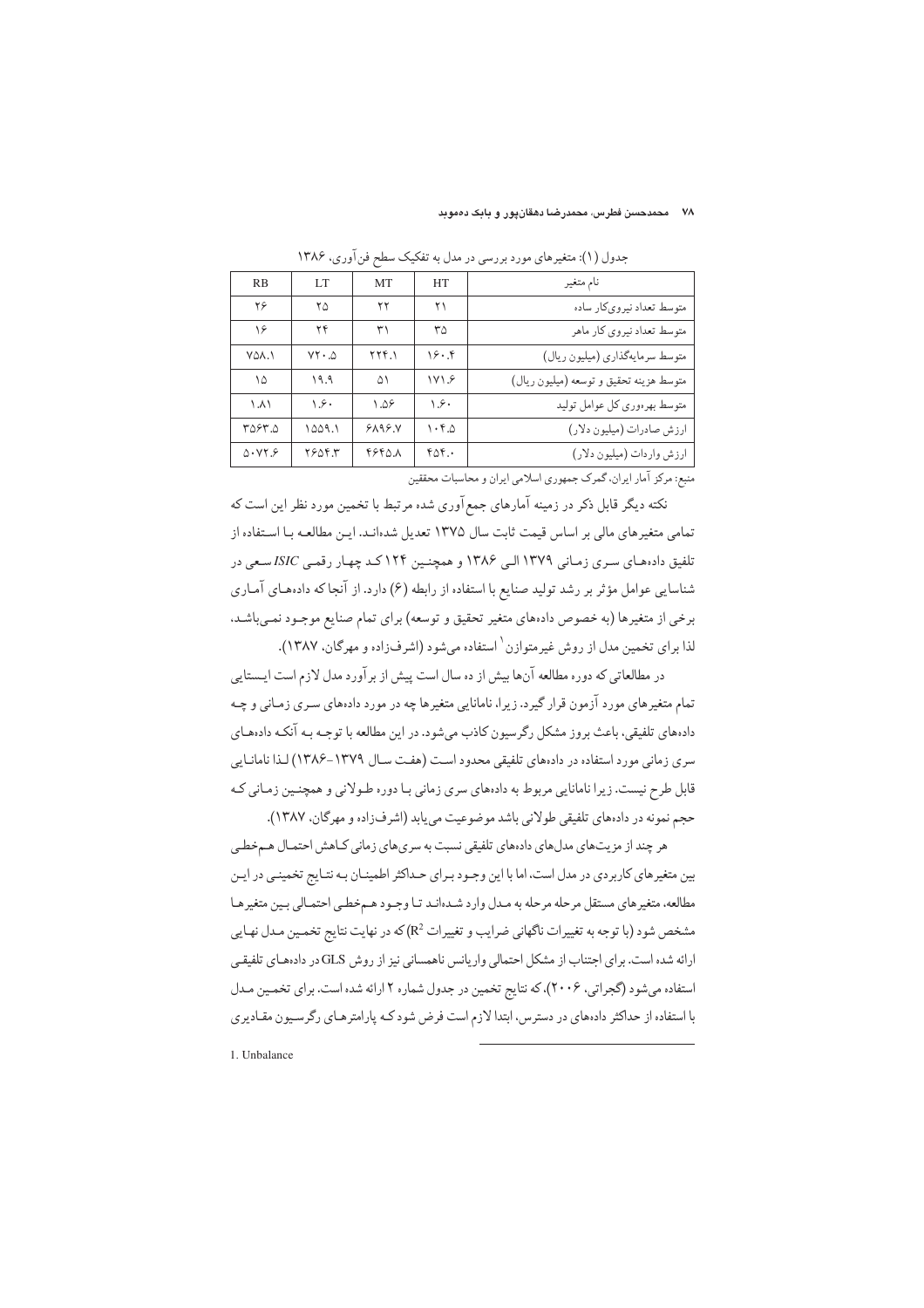جدول (۱): متغیرهای مورد بررسی در مدل به تفکیک سطح فن‌آوری، ۱۳۸۶

| نام متغیر | HT | MT | LT | RB |
|---|---|---|---|---|
| متوسط تعداد نیروی‌کار ساده | ۲۱ | ۲۲ | ۲۵ | ۲۶ |
| متوسط تعداد نیروی کار ماهر | ۳۵ | ۳۱ | ۲۴ | ۱۶ |
| متوسط سرمایه‌گذاری (میلیون ریال) | ۱۶۰.۴ | ۲۲۴.۱ | ۷۲۰.۵ | ۷۵۸.۱ |
| متوسط هزینه تحقیق و توسعه (میلیون ریال) | ۱۷۱.۶ | ۵۱ | ۱۹.۹ | ۱۵ |
| متوسط بهره‌وری کل عوامل تولید | ۱.۶۰ | ۱.۵۶ | ۱.۶۰ | ۱.۸۱ |
| ارزش صادرات (میلیون دلار) | ۱۰۴.۵ | ۶۸۹۶.۷ | ۱۵۵۹.۱ | ۳۵۶۳.۵ |
| ارزش واردات (میلیون دلار) | ۴۵۴.۰ | ۴۶۴۵.۸ | ۲۶۵۴.۳ | ۵۰۷۲.۶ |

منبع: مرکز آمار ایران، گمرک جمهوری اسلامی ایران و محاسبات محققین

نکته دیگر قابل ذکر در زمینه آمارهای جمع‌آوری شده مرتبط با تخمین مورد نظر این است که تمامی متغیرهای مالی بر اساس قیمت ثابت سال ۱۳۷۵ تعدیل شده‌اند. این مطالعه با استفاده از تلفیق داده‌های سری زمانی ۱۳۷۹ الی ۱۳۸۶ و همچنین ۱۲۴ کد چهار رقمی *ISIC* سعی در شناسایی عوامل مؤثر بر رشد تولید صنایع با استفاده از رابطه (۶) دارد. از آنجا که داده‌های آماری برخی از متغیرها (به خصوص داده‌های متغیر تحقیق و توسعه) برای تمام صنایع موجود نمی‌باشد، لذا برای تخمین مدل از روش غیرمتوازن[1] استفاده می‌شود (اشرف‌زاده و مهرگان، ۱۳۸۷).

در مطالعاتی که دوره مطالعه آن‌ها بیش از ده سال است پیش از برآورد مدل لازم است ایستایی تمام متغیرهای مورد آزمون قرار گیرد. زیرا، ناما‌نایی متغیرها چه در مورد داده‌های سری زمانی و چه داده‌های تلفیقی، باعث بروز مشکل رگرسیون کاذب می‌شود. در این مطالعه با توجه به آنکه داده‌های سری زمانی مورد استفاده در داده‌های تلفیقی محدود است (هفت سال ۱۳۷۹-۱۳۸۶) لذا ناما‌نایی قابل طرح نیست. زیرا ناما‌نایی مربوط به داده‌های سری زمانی با دوره طولانی و همچنین زمانی که حجم نمونه در داده‌های تلفیقی طولانی باشد موضوعیت می‌یابد (اشرف‌زاده و مهرگان، ۱۳۸۷).

هر چند از مزیت‌های مدل‌های داده‌های تلفیقی نسبت به سری‌های زمانی کاهش احتمال هم‌خطی بین متغیرهای کاربردی در مدل است، اما با این وجود برای حداکثر اطمینان به نتایج تخمینی در این مطالعه، متغیرهای مستقل مرحله مرحله به مدل وارد شده‌اند تا وجود هم‌خطی احتمالی بین متغیرها مشخص شود (با توجه به تغییرات ناگهانی ضرایب و تغییرات $R^2$) که در نهایت نتایج تخمین مدل نهایی ارائه شده است. برای اجتناب از مشکل احتمالی واریانس ناهمسانی نیز از روش GLS در داده‌های تلفیقی استفاده می‌شود (گجراتی، ۲۰۰۶)، که نتایج تخمین در جدول شماره ۲ ارائه شده است. برای تخمین مدل با استفاده از حداکثر داده‌های در دسترس، ابتدا لازم است فرض شود که پارامترهای رگرسیون مقادیری

1. Unbalance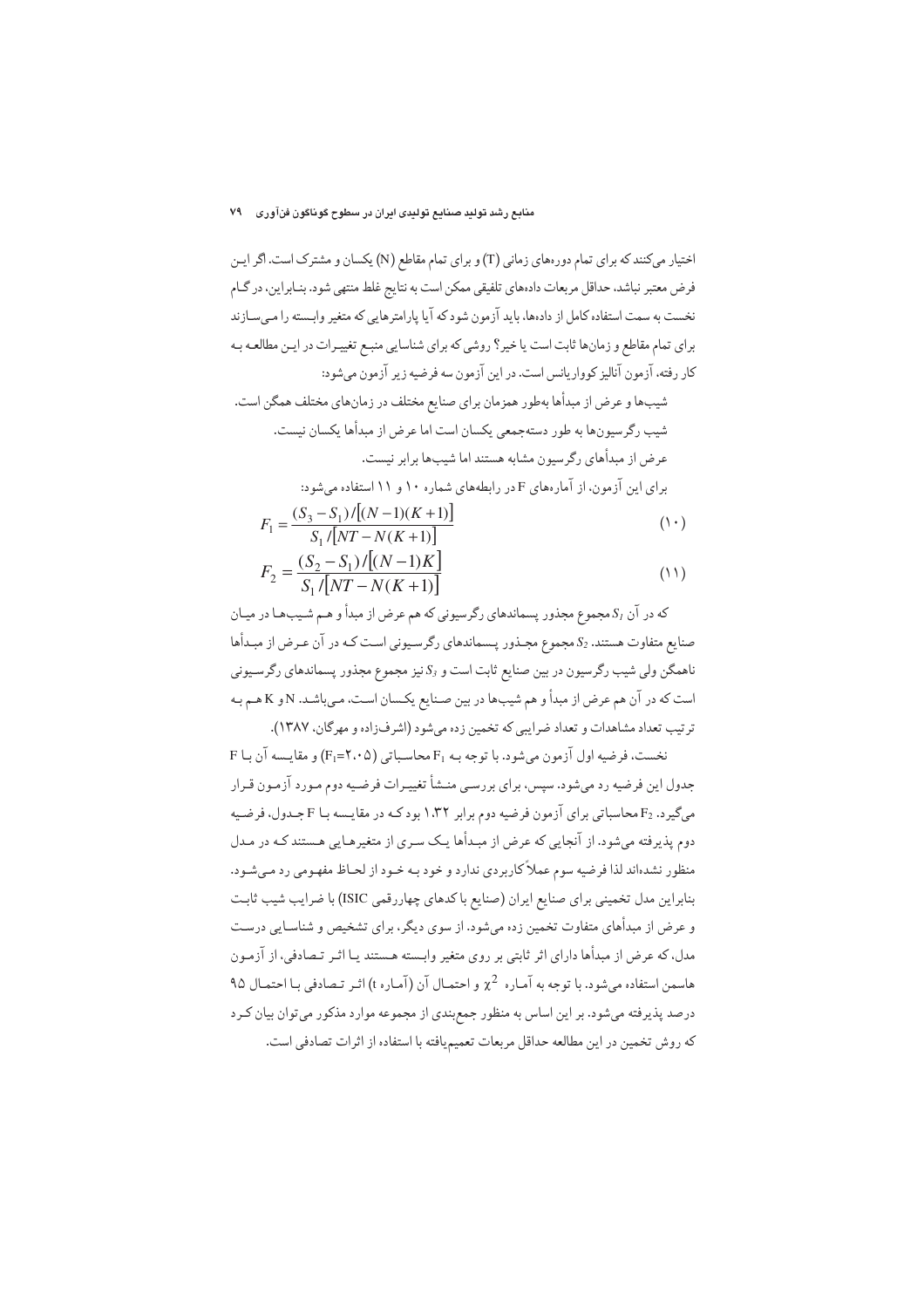اختیار می‌کنند که برای تمام دوره‌های زمانی (T) و برای تمام مقاطع (N) یکسان و مشترک است. اگر ایـن فرض معتبر نباشد، حداقل مربعات داده‌های تلفیقی ممکن است به نتایج غلط منتهی شود. بنـابراین، در گـام نخست به سمت استفاده کامل از داده‌ها، باید آزمون شود که آیا پارامترهایی که متغیر وابسته را مـی‌سـازند برای تمام مقاطع و زمان‌ها ثابت است یا خیر؟ روشی که برای شناسایی منبـع تغییـرات در ایـن مطالعـه بـه کار رفته، آزمون آنالیز کوواریانس است. در این آزمون سه فرضیه زیر آزمون می‌شود:

شیب‌ها و عرض از مبدأها به‌طور همزمان برای صنایع مختلف در زمان‌های مختلف همگن است.

شیب رگرسیون‌ها به طور دسته‌جمعی یکسان است اما عرض از مبدأها یکسان نیست.

عرض از مبدأهای رگرسیون مشابه هستند اما شیب‌ها برابر نیست.

برای این آزمون، از آماره‌های F در رابطه‌های شماره ۱۰ و ۱۱ استفاده می‌شود:

$$F_1 = \frac{(S_3 - S_1)/[(N-1)(K+1)]}{S_1/[NT - N(K+1)]} \quad (۱۰)$$

$$F_2 = \frac{(S_2 - S_1)/[(N-1)K]}{S_1/[NT - N(K+1)]} \quad (۱۱)$$

که در آن $S_1$ مجموع مجذور پسماندهای رگرسیونی که هم عرض از مبدأ و هـم شـیب‌هـا در میـان صنایع متفاوت هستند. $S_2$ مجموع مجـذور پـسماندهای رگرسـیونی اسـت کـه در آن عـرض از مبـدأها ناهمگن ولی شیب رگرسیون در بین صنایع ثابت است و $S_3$ نیز مجموع مجذور پسماندهای رگرسـیونی است که در آن هم عرض از مبدأ و هم شیب‌ها در بین صـنایع یکـسان اسـت، مـی‌باشـد. N و K هـم بـه ترتیب تعداد مشاهدات و تعداد ضرایبی که تخمین زده می‌شود (اشرف‌زاده و مهرگان، ۱۳۸۷).

نخست، فرضیه اول آزمون می‌شود. با توجه بـه $F_1$ محاسـباتی ($F_1$=۲.۰۵) و مقایـسه آن بـا F جدول این فرضیه رد می‌شود. سپس، برای بررسـی منـشأ تغییـرات فرضـیه دوم مـورد آزمـون قـرار می‌گیرد. $F_2$ محاسباتی برای آزمون فرضیه دوم برابر ۱.۳۲ بود کـه در مقایـسه بـا F جـدول، فرضـیه دوم پذیرفته می‌شود. از آنجایی که عرض از مبـدأها یـک سـری از متغیرهـایی هـستند کـه در مـدل منظور نشده‌اند لذا فرضیه سوم عملاً کاربردی ندارد و خود بـه خـود از لحـاظ مفهـومی رد مـی‌شـود. بنابراین مدل تخمینی برای صنایع ایران (صنایع با کدهای چهاررقمی ISIC) با ضرایـب شیب ثابـت و عرض از مبدأهای متفاوت تخمین زده می‌شود. از سوی دیگر، برای تشخیص و شناسـایی درسـت مدل، که عرض از مبدأها دارای اثر ثابتی بر روی متغیر وابسـته هـستند یـا اثـر تـصادفی، از آزمـون هاسمن استفاده می‌شود. با توجه به آمـاره $\chi^2$ و احتمـال آن (آمـاره t) اثـر تـصادفی بـا احتمـال ۹۵ درصد پذیرفته می‌شود. بر این اساس به منظور جمع‌بندی از مجموعه موارد مذکور می‌توان بیان کـرد که روش تخمین در این مطالعه حداقل مربعات تعمیم‌یافته با استفاده از اثرات تصادفی است.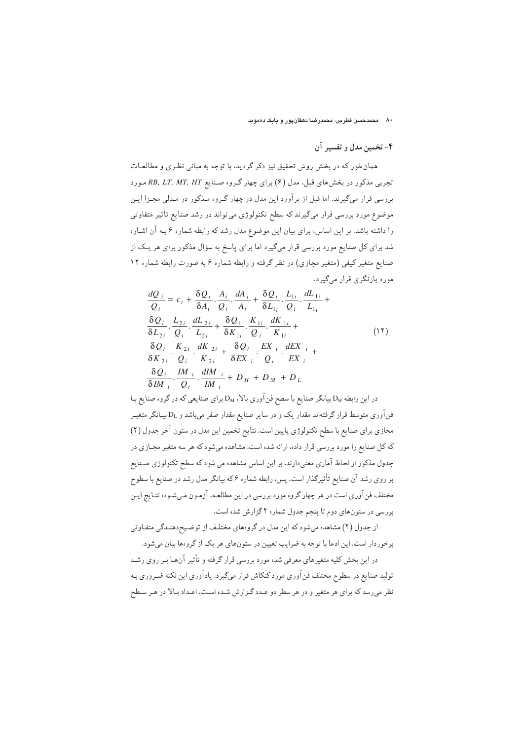## ۴- تخمین مدل و تفسیر آن

همان‌طور که در بخش روش تحقیق نیز ذکر گردید، با توجه به مبانی نظـری و مطالعـات تجربی مذکور در بخش‌های قبل، مدل (۶) برای چهار گـروه صـنایع $RB, LT, MT, HT$ مـورد بررسی قرار می‌گیرند. اما قبل از برآورد این مدل در چهار گـروه مـذکور در مـدلی مجـزا ایـن موضوع مورد بررسی قرار می‌گیرند که سطح تکنولوژی می‌تواند در رشد صنایع تأثیر متفاوتی را داشته باشد. بر این اساس، برای بیان این موضوع مدل رشد که رابطه شماره ۶ بـه آن اشـاره شد برای کل صنایع مورد بررسی قرار می‌گیرد اما برای پاسخ به سؤال مذکور برای هر یـک از صنایع متغیر کیفی (متغیر مجازی) در نظر گرفته و رابطه شماره ۶ به صورت رابطه شماره ۱۲ مورد بازنگری قرار می‌گیرد.

$$\begin{aligned}\frac{dQ_i}{Q_i} = c_i + \frac{\delta Q_i}{\delta A_i}.\frac{A_i}{Q_i}.\frac{dA_i}{A_i} + \frac{\delta Q_i}{\delta L_{1_i}}.\frac{L_{1i}}{Q_i}.\frac{dL_{1i}}{L_{1_i}} + \\ \frac{\delta Q_i}{\delta L_{2_i}}.\frac{L_{2i}}{Q_i}.\frac{dL_{2i}}{L_{2i}} + \frac{\delta Q_i}{\delta K_{1i}}.\frac{K_{1i}}{Q_i}.\frac{dK_{1i}}{K_{1i}} + \\ \frac{\delta Q_i}{\delta K_{2i}}.\frac{K_{2i}}{Q_i}.\frac{dK_{2i}}{K_{2i}} + \frac{\delta Q_i}{\delta EX_i}.\frac{EX_i}{Q_i}.\frac{dEX_i}{EX_i} + \\ \frac{\delta Q_i}{\delta IM_i}.\frac{IM_i}{Q_i}.\frac{dIM_i}{IM_i} + D_H + D_M + D_L\end{aligned} \qquad (۱۲)$$

در این رابطه $D_H$ بیانگر صنایع با سطح فن‌آوری بالا، $D_M$ برای صنایعی که در گروه صنایع بـا فن‌آوری متوسط قرار گرفته‌اند مقدار یک و در سایر صنایع مقدار صفر می‌باشد و $D_L$ بیـانگر متغیـر مجازی برای صنایع با سطح تکنولوژی پایین است. نتایج تخمین این مدل در ستون آخر جدول (۲) که کل صنایع را مورد بررسی قرار داده، ارائه شده است. مشاهده می‌شود که هر سه متغیر مجـازی در جدول مذکور از لحاظ آماری معنی‌دارند. بر این اساس مشاهده می شود که سطح تکنولوژی صـنایع بر روی رشد آن صنایع تأثیرگذار است. پس، رابطه شماره ۶ که بیانگر مدل رشد در صنایع با سطوح مختلف فن‌آوری است در هر چهار گروه مورد بررسی در این مطالعـه، آزمـون مـی‌شـود؛ نتـایج ایـن بررسی در ستون‌های دوم تا پنجم جدول شماره ۲ گزارش شده است.

از جدول (۲) مشاهده می‌شود که این مدل در گروه‌های مختلـف از توضـیح‌دهنـدگی متفـاوتی برخوردار است. این ادعا با توجه به ضرایب تعیین در ستون‌های هر یک از گروه‌ها بیان می‌شود.

در این بخش کلیه متغیرهای معرفی شده مورد بررسی قرار گرفته و تأثیر آن‌هـا بـر روی رشـد تولید صنایع در سطوح مختلف فن‌آوری مورد کنکاش قرار می‌گیرد. یادآوری این نکته ضـروری بـه نظر می‌رسد که برای هر متغیر و در هر سطر دو عـدد گـزارش شـده اسـت. اعـداد بـالا در هـر سـطح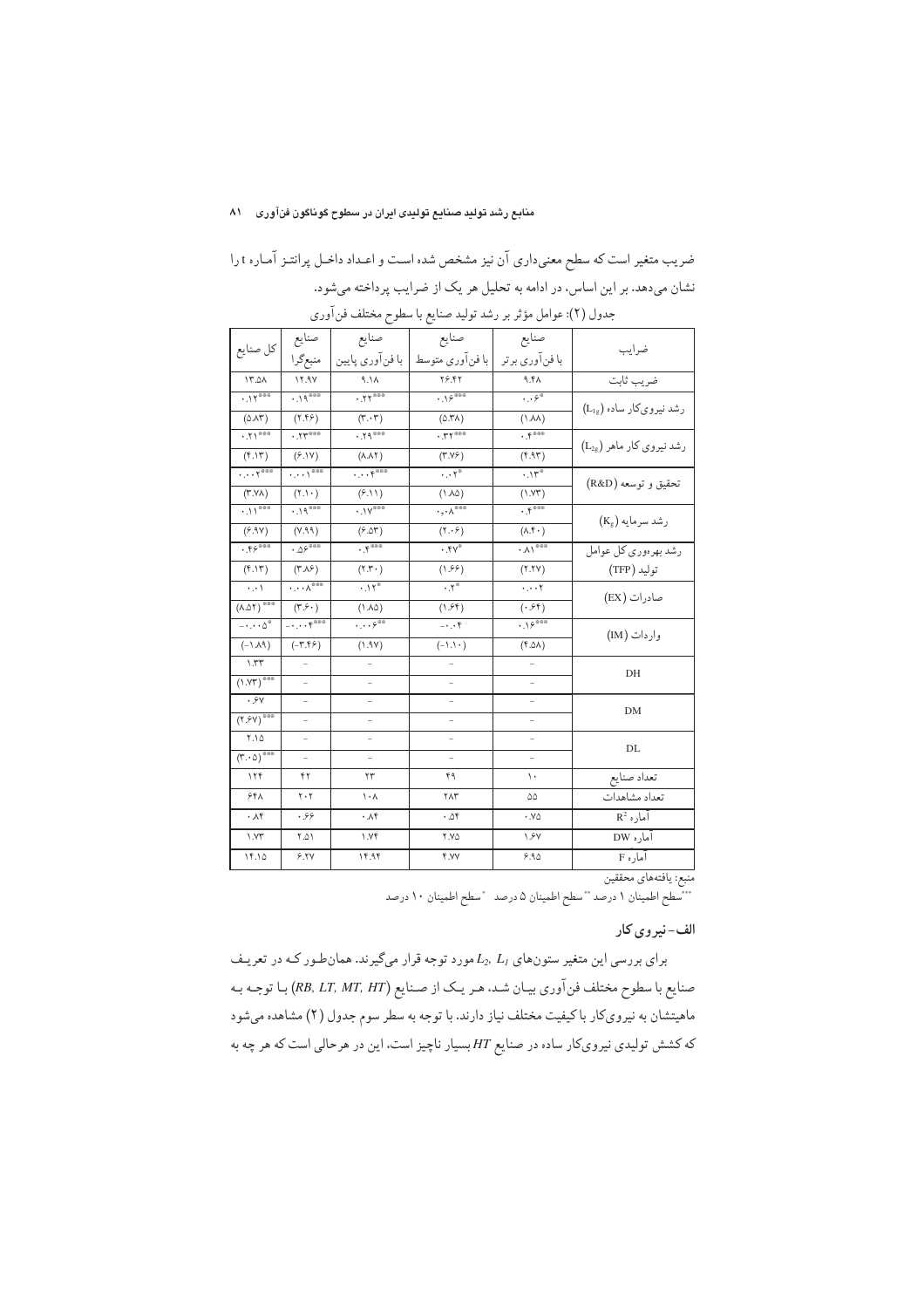ضریب متغیر است که سطح معنی‌داری آن نیز مشخص شده است و اعداد داخل پرانتز آماره t را نشان می‌دهد. بر این اساس، در ادامه به تحلیل هر یک از ضرایب پرداخته می‌شود.

جدول (۲): عوامل مؤثر بر رشد تولید صنایع با سطوح مختلف فن‌آوری

| ضرایب | صنایع با فن‌آوری برتر | صنایع با فن‌آوری متوسط | صنایع با فن‌آوری پایین | صنایع منبع‌گرا | کل صنایع |
|---|---|---|---|---|---|
| ضریب ثابت | ۹.۴۸ | ۲۶.۴۲ | ۹.۱۸ | ۱۲.۹۷ | ۱۳.۵۸ |
| رشد نیروی‌کار ساده ($L_{1g}$) | ۰.۰۶* | ۰.۱۶*** | ۰.۲۲*** | ۰.۱۹*** | ۰.۱۲*** |
| | (۱.۸۸) | (۵.۳۸) | (۳.۰۳) | (۲.۴۶) | (۵.۸۳) |
| رشد نیروی کار ماهر ($L_{2g}$) | ۰.۴*** | ۰.۳۲*** | ۰.۲۹*** | ۰.۲۳*** | ۰.۲۱*** |
| | (۴.۹۳) | (۳.۷۶) | (۸.۸۲) | (۶.۱۷) | (۴.۱۳) |
| تحقیق و توسعه (R&D) | ۰.۱۳* | ۰.۰۲* | ۰.۰۰۴*** | ۰.۰۰۱*** | ۰.۰۰۲*** |
| | (۱.۷۳) | (۱.۸۵) | (۶.۱۱) | (۲.۱۰) | (۳.۷۸) |
| رشد سرمایه ($K_g$) | ۰.۴*** | ۰.۰۸*** | ۰.۱۷*** | ۰.۱۹*** | ۰.۱۱*** |
| | (۸.۴۰) | (۲.۰۶) | (۶.۵۳) | (۷.۹۹) | (۶.۹۷) |
| رشد بهره‌وری کل عوامل تولید (TFP) | ۰.۸۱*** | ۰.۴۷* | ۰.۴*** | ۰.۵۶*** | ۰.۴۶*** |
| | (۲.۲۷) | (۱.۶۶) | (۲.۳۰) | (۳.۸۶) | (۴.۱۳) |
| صادرات (EX) | ۰.۰۰۲ | ۰.۲* | ۰.۱۲* | ۰.۰۰۸*** | ۰.۰۱ |
| | (۰.۶۴) | (۱.۶۴) | (۱.۸۵) | (۳.۶۰) | (۸.۵۲)*** |
| واردات (IM) | ۰.۱۶*** | ۰.۰۴- | ۰.۰۰۶** | ۰.۰۰۴***- | ۰.۰۰۵*- |
| | (۴.۵۸) | (۱.۱۰-) | (۱.۹۷) | (۳.۴۶-) | (۱.۸۹-) |
| DH | - | - | - | - | ۱.۳۳ |
| | - | - | - | - | (۱.۷۳)*** |
| DM | - | - | - | - | ۰.۶۷ |
| | - | - | - | - | (۲.۶۷)*** |
| DL | - | - | - | - | ۲.۱۵ |
| | - | - | - | - | (۳.۰۵)*** |
| تعداد صنایع | ۱۰ | ۴۹ | ۲۳ | ۴۲ | ۱۲۴ |
| تعداد مشاهدات | ۵۵ | ۲۸۳ | ۱۰۸ | ۲۰۲ | ۶۴۸ |
| آماره $R^2$ | ۰.۷۵ | ۰.۵۴ | ۰.۸۴ | ۰.۶۶ | ۰.۸۴ |
| آماره DW | ۱.۶۷ | ۲.۷۵ | ۱.۷۴ | ۲.۵۱ | ۱.۷۳ |
| آماره F | ۶.۹۵ | ۴.۷۷ | ۱۴.۹۴ | ۶.۲۷ | ۱۴.۱۵ |

منبع: یافته‌های محققین

***سطح اطمینان ۱ درصد **سطح اطمینان ۵ درصد *سطح اطمینان ۱۰ درصد

## الف- نیروی کار

برای بررسی این متغیر ستون‌های $L_2$, $L_1$ مورد توجه قرار می‌گیرند. همان‌طور که در تعریف صنایع با سطوح مختلف فن‌آوری بیان شد، هر یک از صنایع (*RB, LT, MT, HT*) با توجه به ماهیتشان به نیروی‌کار با کیفیت مختلف نیاز دارند. با توجه به سطر سوم جدول (۲) مشاهده می‌شود که کشش تولیدی نیروی‌کار ساده در صنایع *HT* بسیار ناچیز است، این در هرحالی است که هر چه به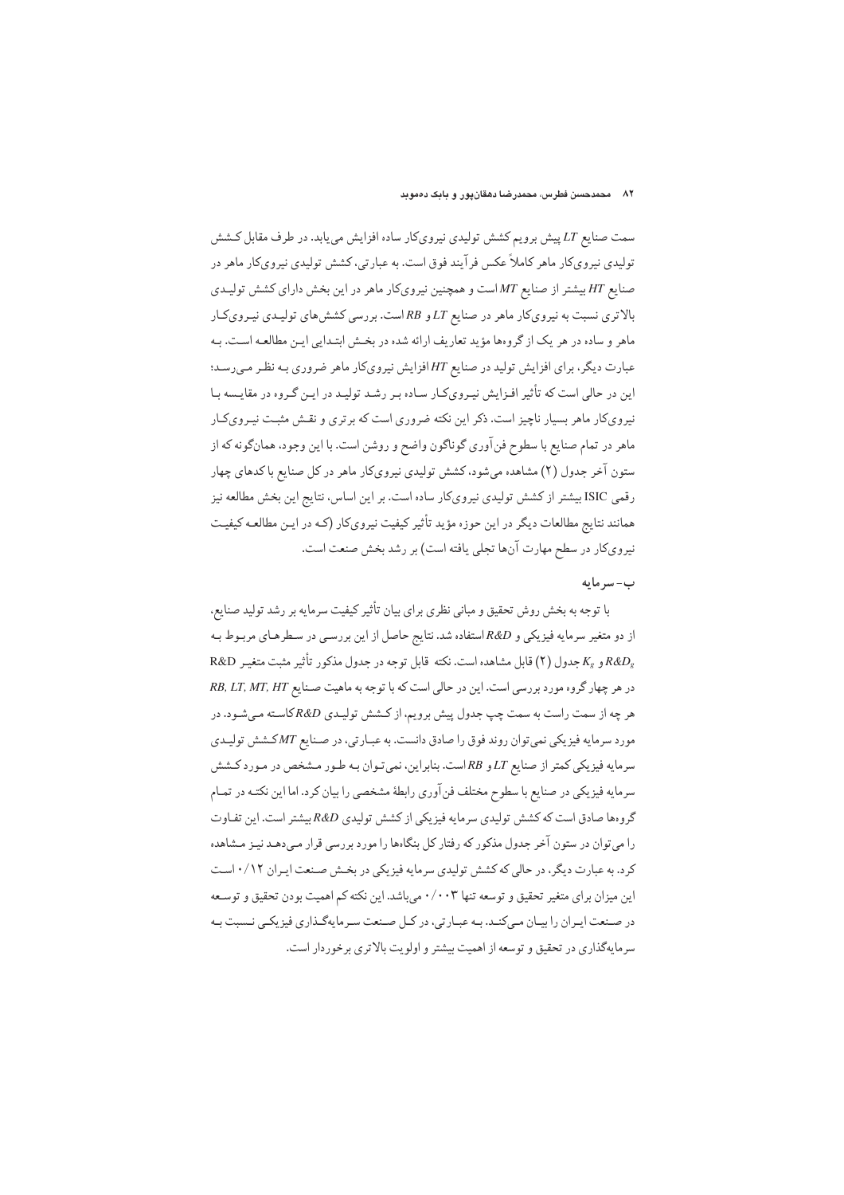سمت صنایع *LT* پیش برویم کشش تولیدی نیروی‌کار ساده افزایش می‌یابد. در طرف مقابل کشش تولیدی نیروی‌کار ماهر کاملاً عکس فرآیند فوق است. به عبارتی، کشش تولیدی نیروی‌کار ماهر در صنایع *HT* بیشتر از صنایع *MT* است و همچنین نیروی‌کار ماهر در این بخش دارای کشش تولیدی بالاتری نسبت به نیروی‌کار ماهر در صنایع *LT* و *RB* است. بررسی کشش‌های تولیدی نیروی‌کار ماهر و ساده در هر یک از گروه‌ها مؤید تعاریف ارائه شده در بخش ابتدایی این مطالعه است. به عبارت دیگر، برای افزایش تولید در صنایع *HT* افزایش نیروی‌کار ماهر ضروری به نظر می‌رسد؛ این در حالی است که تأثیر افزایش نیروی‌کار ساده بر رشد تولید در این گروه در مقایسه با نیروی‌کار ماهر بسیار ناچیز است. ذکر این نکته ضروری است که برتری و نقش مثبت نیروی‌کار ماهر در تمام صنایع با سطوح فن‌آوری گوناگون واضح و روشن است. با این وجود، همان‌گونه که از ستون آخر جدول (۲) مشاهده می‌شود، کشش تولیدی نیروی‌کار ماهر در کل صنایع با کدهای چهار رقمی ISIC بیشتر از کشش تولیدی نیروی‌کار ساده است. بر این اساس، نتایج این بخش مطالعه نیز همانند نتایج مطالعات دیگر در این حوزه مؤید تأثیر کیفیت نیروی‌کار (که در این مطالعه کیفیت نیروی‌کار در سطح مهارت آن‌ها تجلی یافته است) بر رشد بخش صنعت است.

## ب- سرمایه

با توجه به بخش روش تحقیق و مبانی نظری برای بیان تأثیر کیفیت سرمایه بر رشد تولید صنایع، از دو متغیر سرمایه فیزیکی و *R&D* استفاده شد. نتایج حاصل از این بررسی در سطرهای مربوط به $K_g$ و $R\&D_g$ جدول (۲) قابل مشاهده است. نکته قابل توجه در جدول مذکور تأثیر مثبت متغیر R&D در هر چهار گروه مورد بررسی است. این در حالی است که با توجه به ماهیت صنایع *RB, LT, MT, HT* هر چه از سمت راست به سمت چپ جدول پیش برویم، از کشش تولیدی *R&D* کاسته می‌شود. در مورد سرمایه فیزیکی نمی‌توان روند فوق را صادق دانست. به عبارتی، در صنایع *MT* کشش تولیدی سرمایه فیزیکی کمتر از صنایع *LT* و *RB* است. بنابراین، نمی‌توان به طور مشخص در مورد کشش سرمایه فیزیکی در صنایع با سطوح مختلف فن‌آوری رابطهٔ مشخصی را بیان کرد. اما این نکته در تمام گروه‌ها صادق است که کشش تولیدی سرمایه فیزیکی از کشش تولیدی *R&D* بیشتر است. این تفاوت را می‌توان در ستون آخر جدول مذکور که رفتار کل بنگاه‌ها را مورد بررسی قرار می‌دهد نیز مشاهده کرد. به عبارت دیگر، در حالی که کشش تولیدی سرمایه فیزیکی در بخش صنعت ایران ۰/۱۲ است این میزان برای متغیر تحقیق و توسعه تنها ۰/۰۰۳ می‌باشد. این نکته کم اهمیت بودن تحقیق و توسعه در صنعت ایران را بیان می‌کند. به عبارتی، در کل صنعت سرمایه‌گذاری فیزیکی نسبت به سرمایه‌گذاری در تحقیق و توسعه از اهمیت بیشتر و اولویت بالاتری برخوردار است.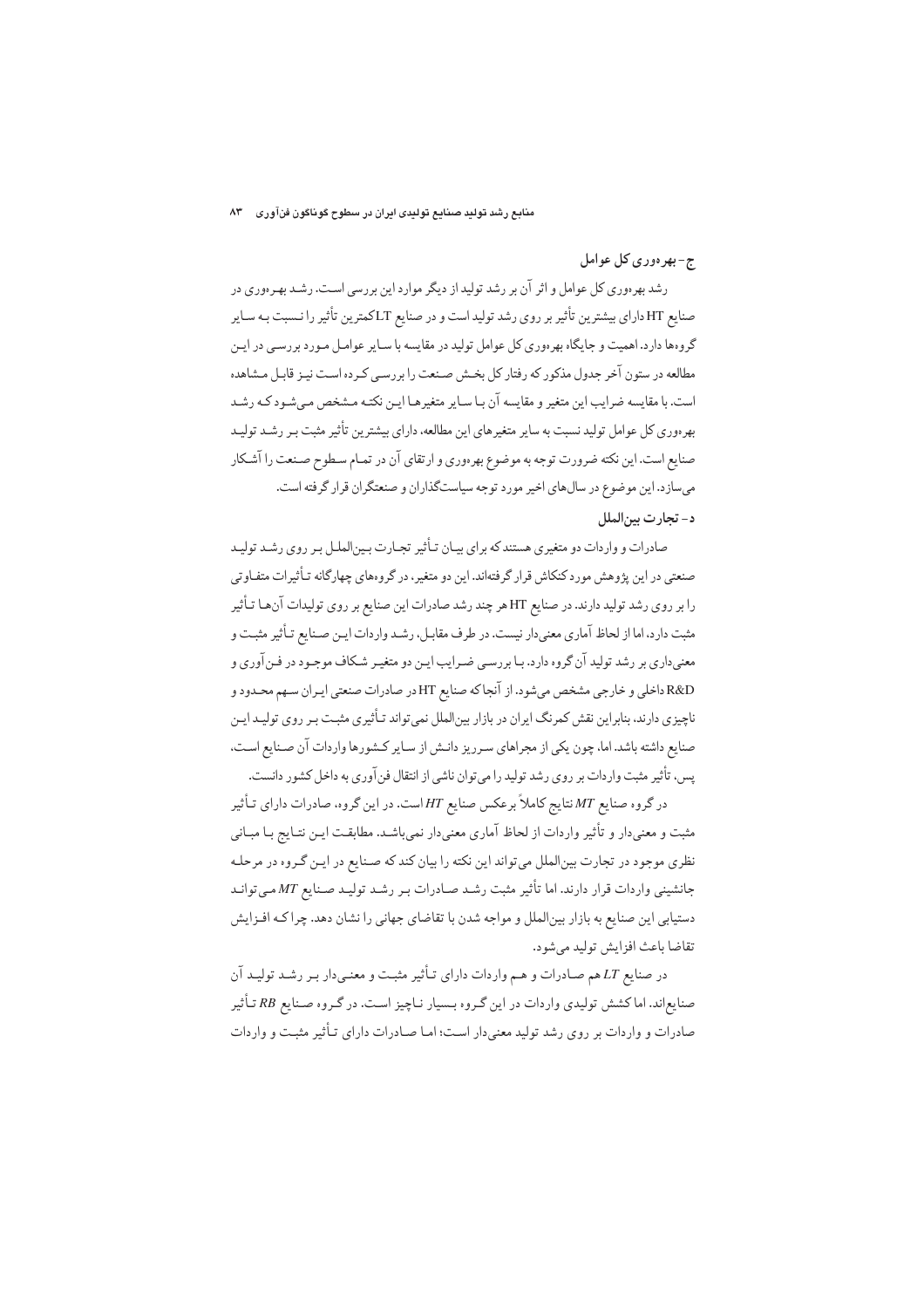### ج- بهره‌وری کل عوامل

رشد بهره‌وری کل عوامل و اثر آن بر رشد تولید از دیگر موارد این بررسی است. رشد بهره‌وری در صنایع HT دارای بیشترین تأثیر بر روی رشد تولید است و در صنایع LTکمترین تأثیر را نسبت به سایر گروه‌ها دارد. اهمیت و جایگاه بهره‌وری کل عوامل تولید در مقایسه با سایر عوامل مورد بررسی در این مطالعه در ستون آخر جدول مذکور که رفتار کل بخش صنعت را بررسی کرده است نیز قابل مشاهده است. با مقایسه ضرایب این متغیر و مقایسه آن با سایر متغیرها این نکته مشخص می‌شود که رشد بهره‌وری کل عوامل تولید نسبت به سایر متغیرهای این مطالعه، دارای بیشترین تأثیر مثبت بر رشد تولید صنایع است. این نکته ضرورت توجه به موضوع بهره‌وری و ارتقای آن در تمام سطوح صنعت را آشکار می‌سازد. این موضوع در سال‌های اخیر مورد توجه سیاستگذاران و صنعتگران قرار گرفته است.

### د- تجارت بین‌الملل

صادرات و واردات دو متغیری هستند که برای بیان تأثیر تجارت بین‌الملل بر روی رشد تولید صنعتی در این پژوهش مورد کنکاش قرار گرفته‌اند. این دو متغیر، در گروه‌های چهارگانه تأثیرات متفاوتی را بر روی رشد تولید دارند. در صنایع HT هر چند رشد صادرات این صنایع بر روی تولیدات آن‌ها تأثیر مثبت دارد، اما از لحاظ آماری معنی‌دار نیست. در طرف مقابل، رشد واردات این صنایع تأثیر مثبت و معنی‌داری بر رشد تولید آن گروه دارد. با بررسی ضرایب این دو متغیر شکاف موجود در فن‌آوری و R&D داخلی و خارجی مشخص می‌شود. از آنجاکه صنایع HT در صادرات صنعتی ایران سهم محدود و ناچیزی دارند، بنابراین نقش کمرنگ ایران در بازار بین‌الملل نمی‌تواند تأثیری مثبت بر روی تولید این صنایع داشته باشد. اما، چون یکی از مجراهای سرریز دانش از سایر کشورها واردات آن صنایع است، پس، تأثیر مثبت واردات بر روی رشد تولید را می‌توان ناشی از انتقال فن‌آوری به داخل کشور دانست.

در گروه صنایع *MT* نتایج کاملاً برعکس صنایع *HT* است. در این گروه، صادرات دارای تأثیر مثبت و معنی‌دار و تأثیر واردات از لحاظ آماری معنی‌دار نمی‌باشد. مطابقت این نتایج با مبانی نظری موجود در تجارت بین‌الملل می‌تواند این نکته را بیان کند که صنایع در این گروه در مرحله جانشینی واردات قرار دارند. اما تأثیر مثبت رشد صادرات بر رشد تولید صنایع *MT* می‌تواند دستیابی این صنایع به بازار بین‌الملل و مواجه شدن با تقاضای جهانی را نشان دهد. چرا که افزایش تقاضا باعث افزایش تولید می‌شود.

در صنایع *LT* هم صادرات و هم واردات دارای تأثیر مثبت و معنی‌دار بر رشد تولید آن صنایع‌اند. اما کشش تولیدی واردات در این گروه بسیار ناچیز است. در گروه صنایع *RB* تأثیر صادرات و واردات بر روی رشد تولید معنی‌دار است؛ اما صادرات دارای تأثیر مثبت و واردات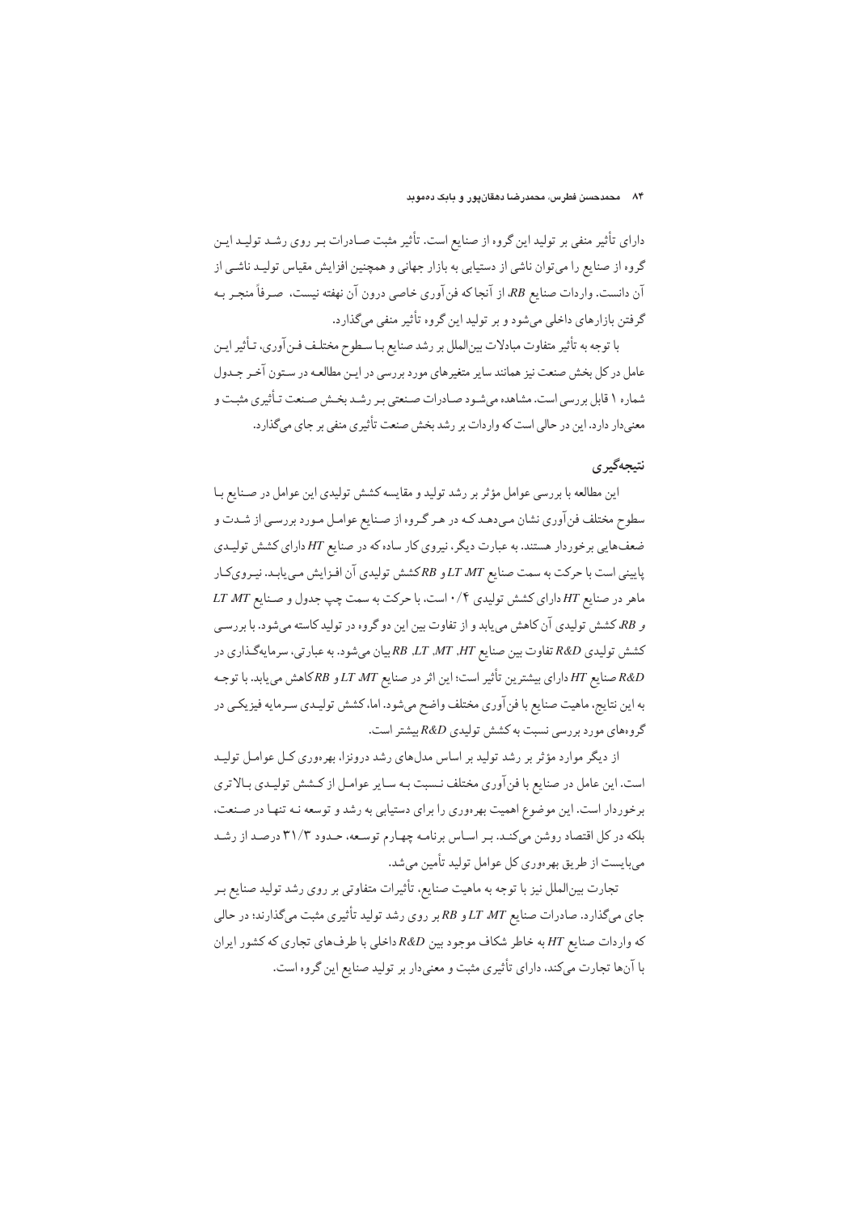دارای تأثیر منفی بر تولید این گروه از صنایع است. تأثیر مثبت صادرات بر روی رشد تولید این گروه از صنایع را می‌توان ناشی از دستیابی به بازار جهانی و همچنین افزایش مقیاس تولید ناشی از آن دانست. واردات صنایع *RB*، از آنجا که فن‌آوری خاصی درون آن نهفته نیست، صرفاً منجر به گرفتن بازارهای داخلی می‌شود و بر تولید این گروه تأثیر منفی می‌گذارد.

با توجه به تأثیر متفاوت مبادلات بین‌الملل بر رشد صنایع با سطوح مختلف فن‌آوری، تأثیر این عامل در کل بخش صنعت نیز همانند سایر متغیرهای مورد بررسی در این مطالعه در ستون آخر جدول شماره ۱ قابل بررسی است. مشاهده می‌شود صادرات صنعتی بر رشد بخش صنعت تأثیری مثبت و معنی‌دار دارد. این در حالی است که واردات بر رشد بخش صنعت تأثیری منفی بر جای می‌گذارد.

## نتیجه‌گیری

این مطالعه با بررسی عوامل مؤثر بر رشد تولید و مقایسه کشش تولیدی این عوامل در صنایع با سطوح مختلف فن‌آوری نشان می‌دهد که در هر گروه از صنایع عوامل مورد بررسی از شدت و ضعف‌هایی برخوردار هستند. به عبارت دیگر، نیروی کار ساده که در صنایع *HT* دارای کشش تولیدی پایینی است با حرکت به سمت صنایع *LT* ،*MT* و *RB* کشش تولیدی آن افزایش می‌یابد. نیروی‌کار ماهر در صنایع *HT* دارای کشش تولیدی ۰/۴ است، با حرکت به سمت چپ جدول و صنایع *LT* ،*MT* و *RB*، کشش تولیدی آن کاهش می‌یابد و از تفاوت بین این دو گروه در تولید کاسته می‌شود. با بررسی کشش تولیدی *R&D* تفاوت بین صنایع *RB* ،*LT* ،*MT* ،*HT* بیان می‌شود. به عبارتی، سرمایه‌گذاری در *R&D* صنایع *HT* دارای بیشترین تأثیر است؛ این اثر در صنایع *LT* ،*MT* و *RB* کاهش می‌یابد. با توجه به این نتایج، ماهیت صنایع با فن‌آوری مختلف واضح می‌شود. اما، کشش تولیدی سرمایه فیزیکی در گروه‌های مورد بررسی نسبت به کشش تولیدی *R&D* بیشتر است.

از دیگر موارد مؤثر بر رشد تولید بر اساس مدل‌های رشد درونزا، بهره‌وری کل عوامل تولید است. این عامل در صنایع با فن‌آوری مختلف نسبت به سایر عوامل از کشش تولیدی بالاتری برخوردار است. این موضوع اهمیت بهره‌وری را برای دستیابی به رشد و توسعه نه تنها در صنعت، بلکه در کل اقتصاد روشن می‌کند. بر اساس برنامه چهارم توسعه، حدود ۳۱/۳ درصد از رشد می‌بایست از طریق بهره‌وری کل عوامل تولید تأمین می‌شد.

تجارت بین‌الملل نیز با توجه به ماهیت صنایع، تأثیرات متفاوتی بر روی رشد تولید صنایع بر جای می‌گذارد. صادرات صنایع *LT* ،*MT* و *RB* بر روی رشد تولید تأثیری مثبت می‌گذارند؛ در حالی که واردات صنایع *HT* به خاطر شکاف موجود بین *R&D* داخلی با طرف‌های تجاری که کشور ایران با آن‌ها تجارت می‌کند، دارای تأثیری مثبت و معنی‌دار بر تولید صنایع این گروه است.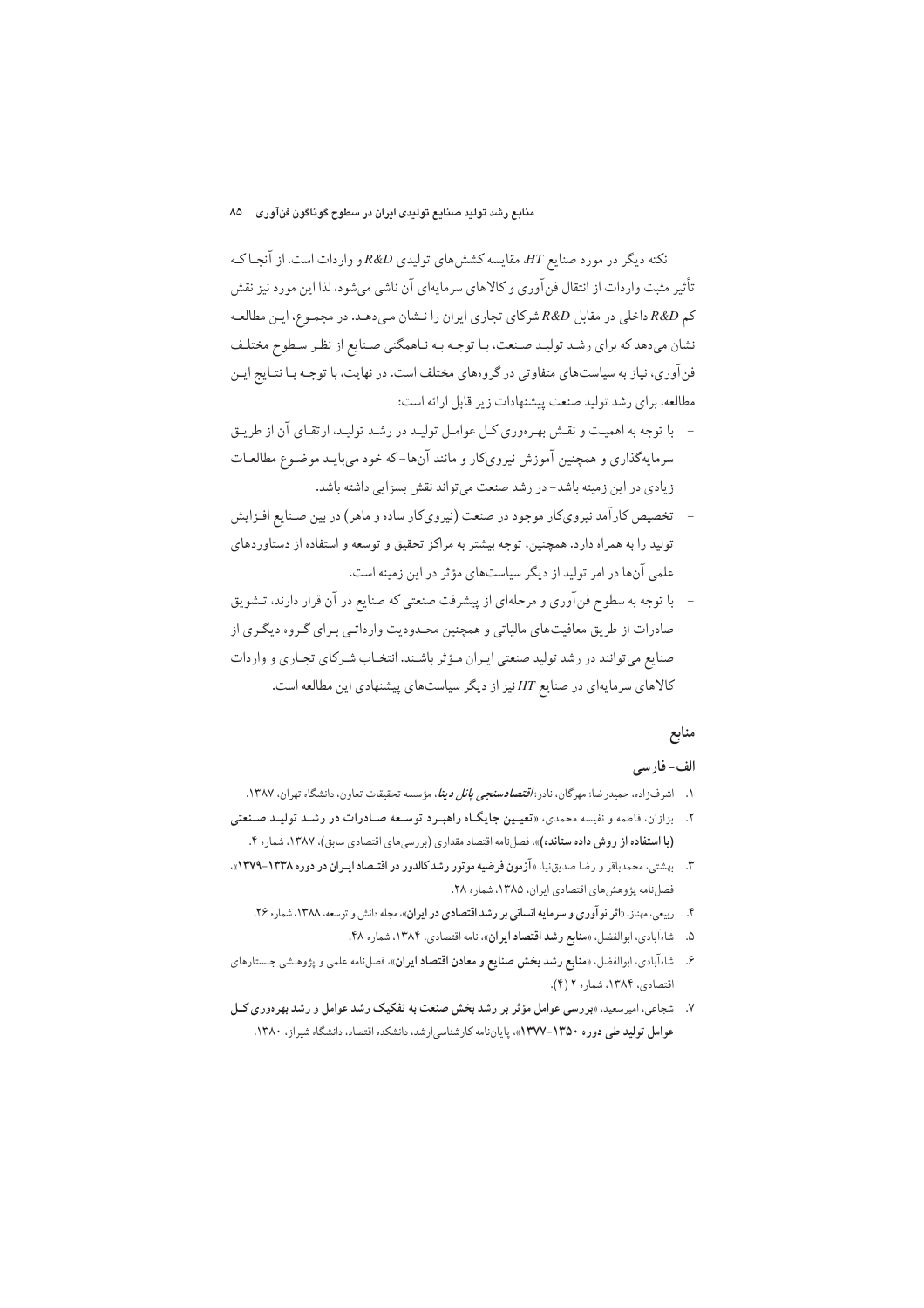نکته دیگر در مورد صنایع $HT$، مقایسه کشش‌های تولیدی $R\&D$ و واردات است. از آنجا که تأثیر مثبت واردات از انتقال فن‌آوری و کالاهای سرمایه‌ای آن ناشی می‌شود، لذا این مورد نیز نقش کم $R\&D$ داخلی در مقابل $R\&D$ شرکای تجاری ایران را نشان می‌دهد. در مجموع، این مطالعه نشان می‌دهد که برای رشد تولید صنعت، با توجه به ناهمگنی صنایع از نظر سطوح مختلف فن‌آوری، نیاز به سیاست‌های متفاوتی در گروه‌های مختلف است. در نهایت، با توجه با نتایج این مطالعه، برای رشد تولید صنعت پیشنهادات زیر قابل ارائه است:

- با توجه به اهمیت و نقش بهره‌وری کل عوامل تولید در رشد تولید، ارتقای آن از طریق سرمایه‌گذاری و همچنین آموزش نیروی‌کار و مانند آن‌ها- که خود می‌باید موضوع مطالعات زیادی در این زمینه باشد- در رشد صنعت می‌تواند نقش بسزایی داشته باشد.
- تخصیص کارآمد نیروی‌کار موجود در صنعت (نیروی‌کار ساده و ماهر) در بین صنایع افزایش تولید را به همراه دارد. همچنین، توجه بیشتر به مراکز تحقیق و توسعه و استفاده از دستاوردهای علمی آن‌ها در امر تولید از دیگر سیاست‌های مؤثر در این زمینه است.
- با توجه به سطوح فن‌آوری و مرحله‌ای از پیشرفت صنعتی که صنایع در آن قرار دارند، تشویق صادرات از طریق معافیت‌های مالیاتی و همچنین محدودیت وارداتی برای گروه دیگری از صنایع می‌توانند در رشد تولید صنعتی ایران مؤثر باشند. انتخاب شرکای تجاری و واردات کالاهای سرمایه‌ای در صنایع $HT$ نیز از دیگر سیاست‌های پیشنهادی این مطالعه است.

## منابع

### الف- فارسی

۱. اشرف‌زاده، حمیدرضا؛ مهرگان، نادر؛ ***اقتصادسنجی پانل دیتا***، مؤسسه تحقیقات تعاون، دانشگاه تهران، ۱۳۸۷.

۲. بزازان، فاطمه و نفیسه محمدی، «**تعیین جایگاه راهبرد توسعه صادرات در رشد تولید صنعتی (با استفاده از روش داده ستانده)**»، فصلنامه اقتصاد مقداری (بررسی‌های اقتصادی سابق)، ۱۳۸۷، شماره ۴.

۳. بهشتی، محمدباقر و رضا صدیق‌نیا، «**آزمون فرضیه موتور رشد کالدور در اقتصاد ایران در دوره ۱۳۳۸-۱۳۷۹**»، فصلنامه پژوهش‌های اقتصادی ایران، ۱۳۸۵، شماره ۲۸.

۴. ربیعی، مهناز، «**اثر نوآوری و سرمایه انسانی بر رشد اقتصادی در ایران**»، مجله دانش و توسعه، ۱۳۸۸، شماره ۲۶.

۵. شاه‌آبادی، ابوالفضل، «**منابع رشد اقتصاد ایران**»، نامه اقتصادی، ۱۳۸۴، شماره ۴۸.

۶. شاه‌آبادی، ابوالفضل، «**منابع رشد بخش صنایع و معادن اقتصاد ایران**»، فصلنامه علمی و پژوهشی جستارهای اقتصادی، ۱۳۸۴، شماره ۲ (۴).

۷. شجاعی، امیرسعید، «**بررسی عوامل مؤثر بر رشد بخش صنعت به تفکیک رشد عوامل و رشد بهره‌وری کل عوامل تولید طی دوره ۱۳۵۰-۱۳۷۷**»، پایان‌نامه کارشناسی‌ارشد، دانشکده اقتصاد، دانشگاه شیراز، ۱۳۸۰.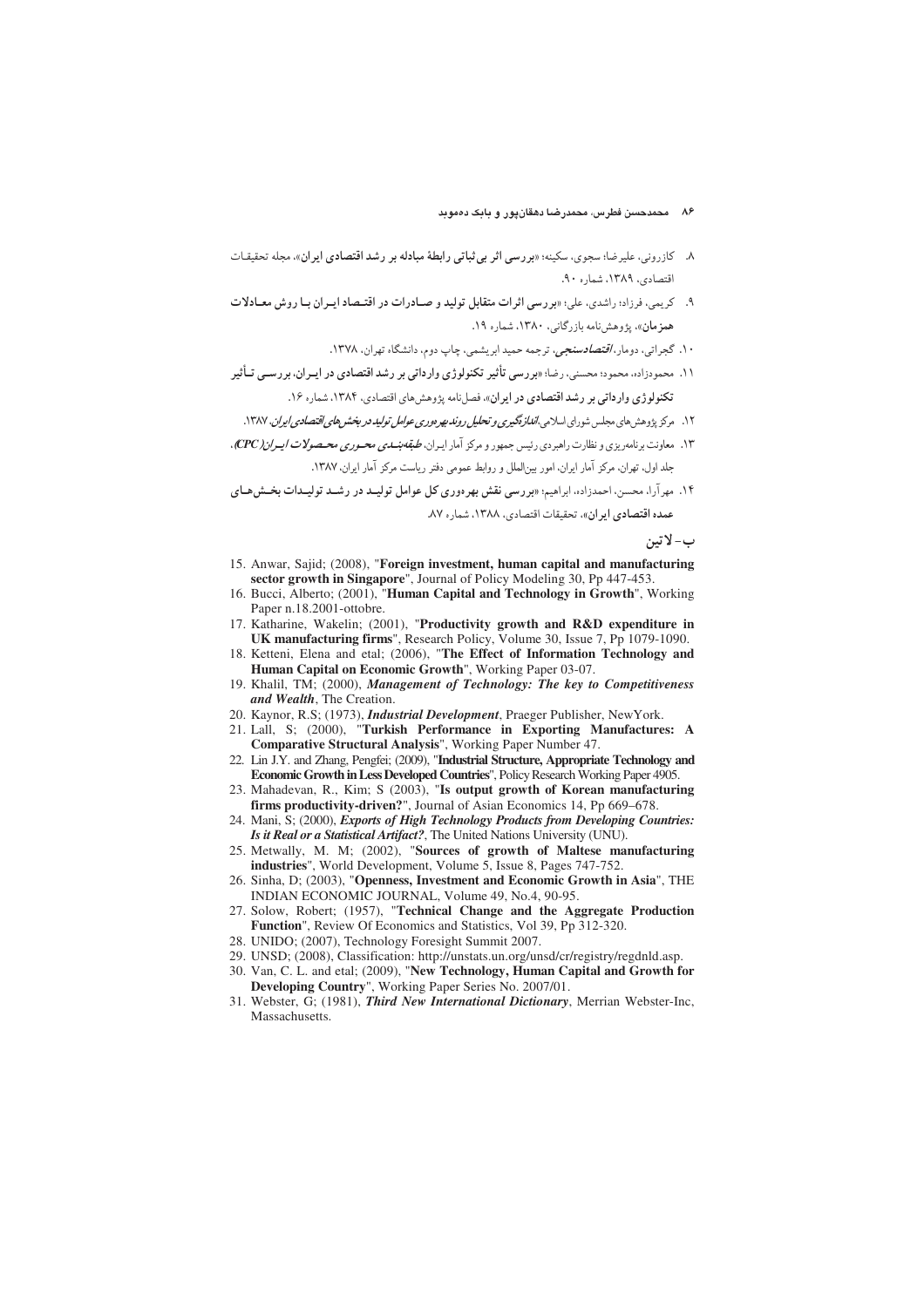۸. کازرونی، علیرضا؛ سجوی، سکینه؛ «**بررسی اثر بی‌ثباتی رابطهٔ مبادله بر رشد اقتصادی ایران**»، مجله تحقیقات اقتصادی، ۱۳۸۹، شماره ۹۰.

۹. کریمی، فرزاد؛ راشدی، علی؛ «**بررسی اثرات متقابل تولید و صادرات در اقتصاد ایران با روش معادلات همزمان**»، پژوهش‌نامه بازرگانی، ۱۳۸۰، شماره ۱۹.

۱۰. گجراتی، دومار، ***اقتصادسنجی***، ترجمه حمید ابریشمی، چاپ دوم، دانشگاه تهران، ۱۳۷۸.

۱۱. محمودزاده، محمود؛ محسنی، رضا؛ «**بررسی تأثیر تکنولوژی وارداتی بر رشد اقتصادی در ایران، بررسی تأثیر تکنولوژی وارداتی بر رشد اقتصادی در ایران**»، فصل‌نامه پژوهش‌های اقتصادی، ۱۳۸۴، شماره ۱۶.

۱۲. مرکز پژوهش‌های مجلس شورای اسلامی، ***اندازگیری و تحلیل روند بهره‌وری عوامل تولید در بخش‌های اقتصادی ایران***، ۱۳۸۷.

۱۳. معاونت برنامه‌ریزی و نظارت راهبردی رئیس جمهور و مرکز آمار ایران، ***طبقه‌بندی محوری محصولات ایران(CPC)***، جلد اول، تهران، مرکز آمار ایران، امور بین‌الملل و روابط عمومی دفتر ریاست مرکز آمار ایران، ۱۳۸۷.

۱۴. مهرآرا، محسن، احمدزاده، ابراهیم؛ «**بررسی نقش بهره‌وری کل عوامل تولید در رشد تولیدات بخش‌های عمده اقتصادی ایران**»، تحقیقات اقتصادی، ۱۳۸۸، شماره ۸۷.

## ب- لاتین

15. Anwar, Sajid; (2008), "**Foreign investment, human capital and manufacturing sector growth in Singapore**", Journal of Policy Modeling 30, Pp 447-453.
16. Bucci, Alberto; (2001), "**Human Capital and Technology in Growth**", Working Paper n.18.2001-ottobre.
17. Katharine, Wakelin; (2001), "**Productivity growth and R&D expenditure in UK manufacturing firms**", Research Policy, Volume 30, Issue 7, Pp 1079-1090.
18. Ketteni, Elena and etal; (2006), "**The Effect of Information Technology and Human Capital on Economic Growth**", Working Paper 03-07.
19. Khalil, TM; (2000), ***Management of Technology: The key to Competitiveness and Wealth***, The Creation.
20. Kaynor, R.S; (1973), ***Industrial Development***, Praeger Publisher, NewYork.
21. Lall, S; (2000), "**Turkish Performance in Exporting Manufactures: A Comparative Structural Analysis**", Working Paper Number 47.
22. Lin J.Y. and Zhang, Pengfei; (2009), "**Industrial Structure, Appropriate Technology and Economic Growth in Less Developed Countries**", Policy Research Working Paper 4905.
23. Mahadevan, R., Kim; S (2003), "**Is output growth of Korean manufacturing firms productivity-driven?**", Journal of Asian Economics 14, Pp 669–678.
24. Mani, S; (2000), ***Exports of High Technology Products from Developing Countries: Is it Real or a Statistical Artifact?***, The United Nations University (UNU).
25. Metwally, M. M; (2002), "**Sources of growth of Maltese manufacturing industries**", World Development, Volume 5, Issue 8, Pages 747-752.
26. Sinha, D; (2003), "**Openness, Investment and Economic Growth in Asia**", THE INDIAN ECONOMIC JOURNAL, Volume 49, No.4, 90-95.
27. Solow, Robert; (1957), "**Technical Change and the Aggregate Production Function**", Review Of Economics and Statistics, Vol 39, Pp 312-320.
28. UNIDO; (2007), Technology Foresight Summit 2007.
29. UNSD; (2008), Classification: http://unstats.un.org/unsd/cr/registry/regdnld.asp.
30. Van, C. L. and etal; (2009), "**New Technology, Human Capital and Growth for Developing Country**", Working Paper Series No. 2007/01.
31. Webster, G; (1981), ***Third New International Dictionary***, Merrian Webster-Inc, Massachusetts.